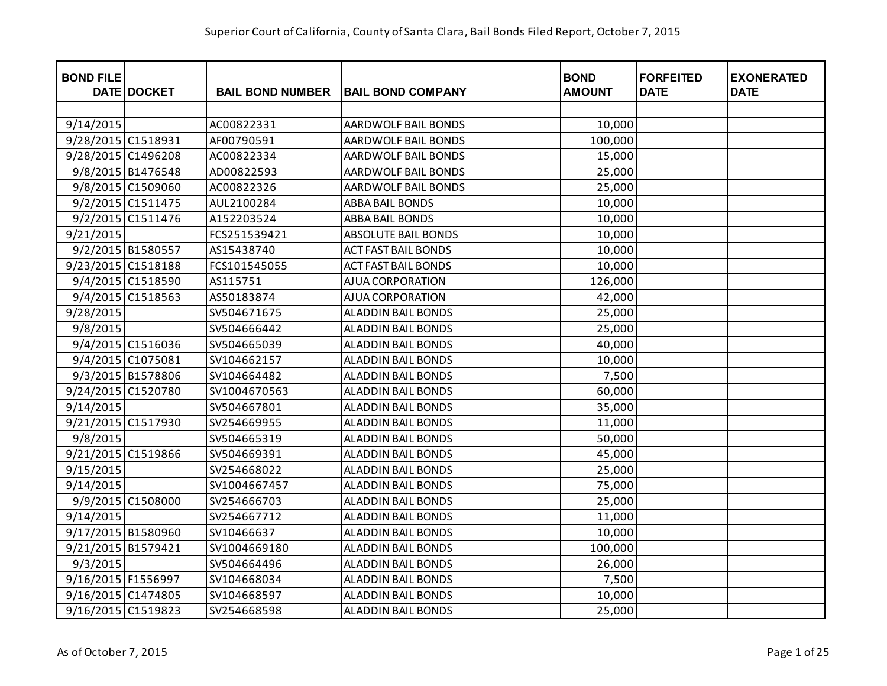# Superior Court of California, County of Santa Clara, Bail Bonds Filed Report, October 7, 2015

| BOND FILE DATE | DOCKET | BAIL BOND NUMBER | BAIL BOND COMPANY | BOND AMOUNT | FORFEITED DATE | EXONERATED DATE |
|---|---|---|---|---|---|---|
| | | | | | | |
| 9/14/2015 | | AC00822331 | AARDWOLF BAIL BONDS | 10,000 | | |
| 9/28/2015 | C1518931 | AF00790591 | AARDWOLF BAIL BONDS | 100,000 | | |
| 9/28/2015 | C1496208 | AC00822334 | AARDWOLF BAIL BONDS | 15,000 | | |
| 9/8/2015 | B1476548 | AD00822593 | AARDWOLF BAIL BONDS | 25,000 | | |
| 9/8/2015 | C1509060 | AC00822326 | AARDWOLF BAIL BONDS | 25,000 | | |
| 9/2/2015 | C1511475 | AUL2100284 | ABBA BAIL BONDS | 10,000 | | |
| 9/2/2015 | C1511476 | A152203524 | ABBA BAIL BONDS | 10,000 | | |
| 9/21/2015 | | FCS251539421 | ABSOLUTE BAIL BONDS | 10,000 | | |
| 9/2/2015 | B1580557 | AS15438740 | ACT FAST BAIL BONDS | 10,000 | | |
| 9/23/2015 | C1518188 | FCS101545055 | ACT FAST BAIL BONDS | 10,000 | | |
| 9/4/2015 | C1518590 | AS115751 | AJUA CORPORATION | 126,000 | | |
| 9/4/2015 | C1518563 | AS50183874 | AJUA CORPORATION | 42,000 | | |
| 9/28/2015 | | SV504671675 | ALADDIN BAIL BONDS | 25,000 | | |
| 9/8/2015 | | SV504666442 | ALADDIN BAIL BONDS | 25,000 | | |
| 9/4/2015 | C1516036 | SV504665039 | ALADDIN BAIL BONDS | 40,000 | | |
| 9/4/2015 | C1075081 | SV104662157 | ALADDIN BAIL BONDS | 10,000 | | |
| 9/3/2015 | B1578806 | SV104664482 | ALADDIN BAIL BONDS | 7,500 | | |
| 9/24/2015 | C1520780 | SV1004670563 | ALADDIN BAIL BONDS | 60,000 | | |
| 9/14/2015 | | SV504667801 | ALADDIN BAIL BONDS | 35,000 | | |
| 9/21/2015 | C1517930 | SV254669955 | ALADDIN BAIL BONDS | 11,000 | | |
| 9/8/2015 | | SV504665319 | ALADDIN BAIL BONDS | 50,000 | | |
| 9/21/2015 | C1519866 | SV504669391 | ALADDIN BAIL BONDS | 45,000 | | |
| 9/15/2015 | | SV254668022 | ALADDIN BAIL BONDS | 25,000 | | |
| 9/14/2015 | | SV1004667457 | ALADDIN BAIL BONDS | 75,000 | | |
| 9/9/2015 | C1508000 | SV254666703 | ALADDIN BAIL BONDS | 25,000 | | |
| 9/14/2015 | | SV254667712 | ALADDIN BAIL BONDS | 11,000 | | |
| 9/17/2015 | B1580960 | SV10466637 | ALADDIN BAIL BONDS | 10,000 | | |
| 9/21/2015 | B1579421 | SV1004669180 | ALADDIN BAIL BONDS | 100,000 | | |
| 9/3/2015 | | SV504664496 | ALADDIN BAIL BONDS | 26,000 | | |
| 9/16/2015 | F1556997 | SV104668034 | ALADDIN BAIL BONDS | 7,500 | | |
| 9/16/2015 | C1474805 | SV104668597 | ALADDIN BAIL BONDS | 10,000 | | |
| 9/16/2015 | C1519823 | SV254668598 | ALADDIN BAIL BONDS | 25,000 | | |

As of October 7, 2015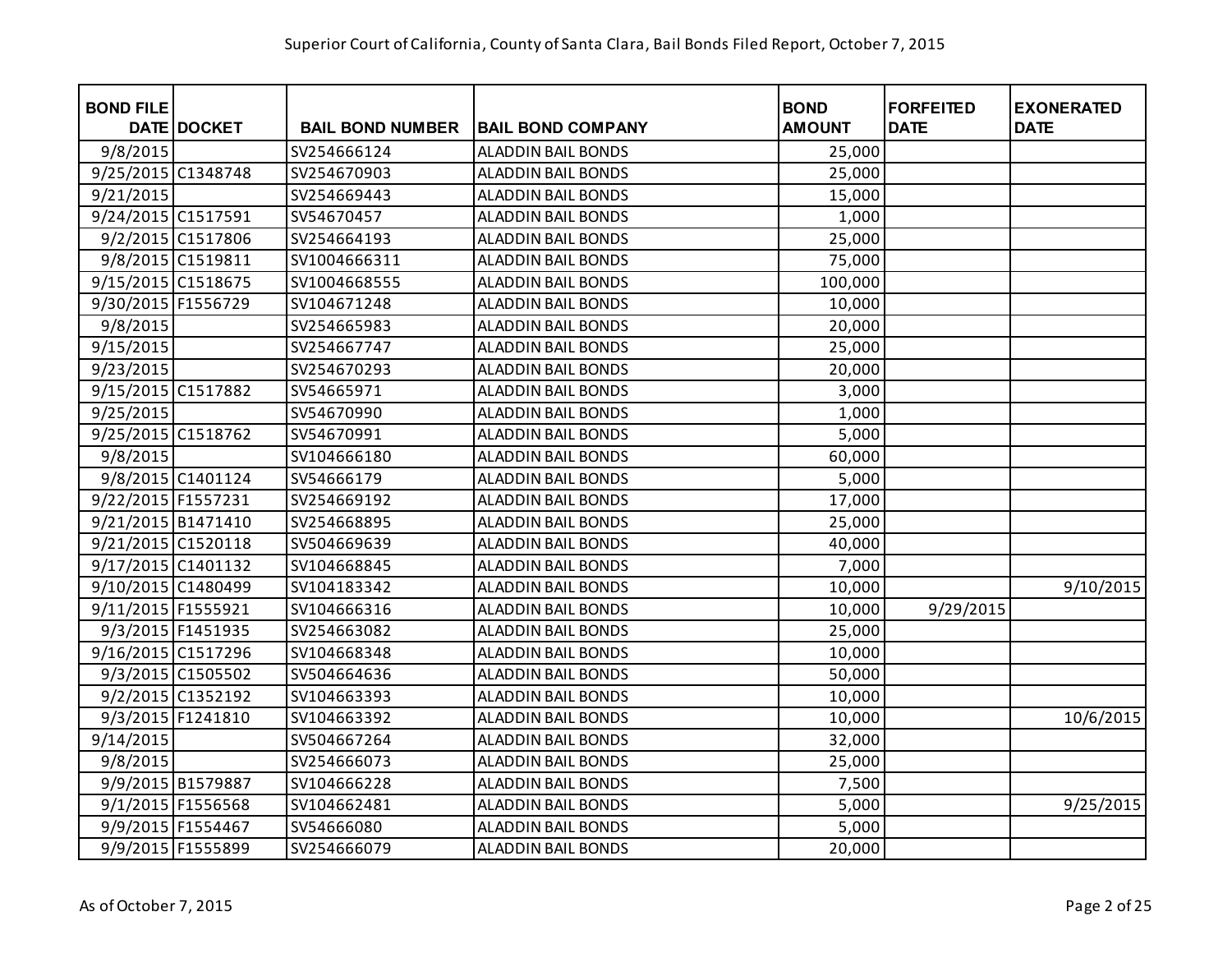Superior Court of California, County of Santa Clara, Bail Bonds Filed Report, October 7, 2015

| BOND FILE DATE | DOCKET | BAIL BOND NUMBER | BAIL BOND COMPANY | BOND AMOUNT | FORFEITED DATE | EXONERATED DATE |
|---|---|---|---|---|---|---|
| 9/8/2015 | | SV254666124 | ALADDIN BAIL BONDS | 25,000 | | |
| 9/25/2015 | C1348748 | SV254670903 | ALADDIN BAIL BONDS | 25,000 | | |
| 9/21/2015 | | SV254669443 | ALADDIN BAIL BONDS | 15,000 | | |
| 9/24/2015 | C1517591 | SV54670457 | ALADDIN BAIL BONDS | 1,000 | | |
| 9/2/2015 | C1517806 | SV254664193 | ALADDIN BAIL BONDS | 25,000 | | |
| 9/8/2015 | C1519811 | SV1004666311 | ALADDIN BAIL BONDS | 75,000 | | |
| 9/15/2015 | C1518675 | SV1004668555 | ALADDIN BAIL BONDS | 100,000 | | |
| 9/30/2015 | F1556729 | SV104671248 | ALADDIN BAIL BONDS | 10,000 | | |
| 9/8/2015 | | SV254665983 | ALADDIN BAIL BONDS | 20,000 | | |
| 9/15/2015 | | SV254667747 | ALADDIN BAIL BONDS | 25,000 | | |
| 9/23/2015 | | SV254670293 | ALADDIN BAIL BONDS | 20,000 | | |
| 9/15/2015 | C1517882 | SV54665971 | ALADDIN BAIL BONDS | 3,000 | | |
| 9/25/2015 | | SV54670990 | ALADDIN BAIL BONDS | 1,000 | | |
| 9/25/2015 | C1518762 | SV54670991 | ALADDIN BAIL BONDS | 5,000 | | |
| 9/8/2015 | | SV104666180 | ALADDIN BAIL BONDS | 60,000 | | |
| 9/8/2015 | C1401124 | SV54666179 | ALADDIN BAIL BONDS | 5,000 | | |
| 9/22/2015 | F1557231 | SV254669192 | ALADDIN BAIL BONDS | 17,000 | | |
| 9/21/2015 | B1471410 | SV254668895 | ALADDIN BAIL BONDS | 25,000 | | |
| 9/21/2015 | C1520118 | SV504669639 | ALADDIN BAIL BONDS | 40,000 | | |
| 9/17/2015 | C1401132 | SV104668845 | ALADDIN BAIL BONDS | 7,000 | | |
| 9/10/2015 | C1480499 | SV104183342 | ALADDIN BAIL BONDS | 10,000 | | 9/10/2015 |
| 9/11/2015 | F1555921 | SV104666316 | ALADDIN BAIL BONDS | 10,000 | 9/29/2015 | |
| 9/3/2015 | F1451935 | SV254663082 | ALADDIN BAIL BONDS | 25,000 | | |
| 9/16/2015 | C1517296 | SV104668348 | ALADDIN BAIL BONDS | 10,000 | | |
| 9/3/2015 | C1505502 | SV504664636 | ALADDIN BAIL BONDS | 50,000 | | |
| 9/2/2015 | C1352192 | SV104663393 | ALADDIN BAIL BONDS | 10,000 | | |
| 9/3/2015 | F1241810 | SV104663392 | ALADDIN BAIL BONDS | 10,000 | | 10/6/2015 |
| 9/14/2015 | | SV504667264 | ALADDIN BAIL BONDS | 32,000 | | |
| 9/8/2015 | | SV254666073 | ALADDIN BAIL BONDS | 25,000 | | |
| 9/9/2015 | B1579887 | SV104666228 | ALADDIN BAIL BONDS | 7,500 | | |
| 9/1/2015 | F1556568 | SV104662481 | ALADDIN BAIL BONDS | 5,000 | | 9/25/2015 |
| 9/9/2015 | F1554467 | SV54666080 | ALADDIN BAIL BONDS | 5,000 | | |
| 9/9/2015 | F1555899 | SV254666079 | ALADDIN BAIL BONDS | 20,000 | | |

As of October 7, 2015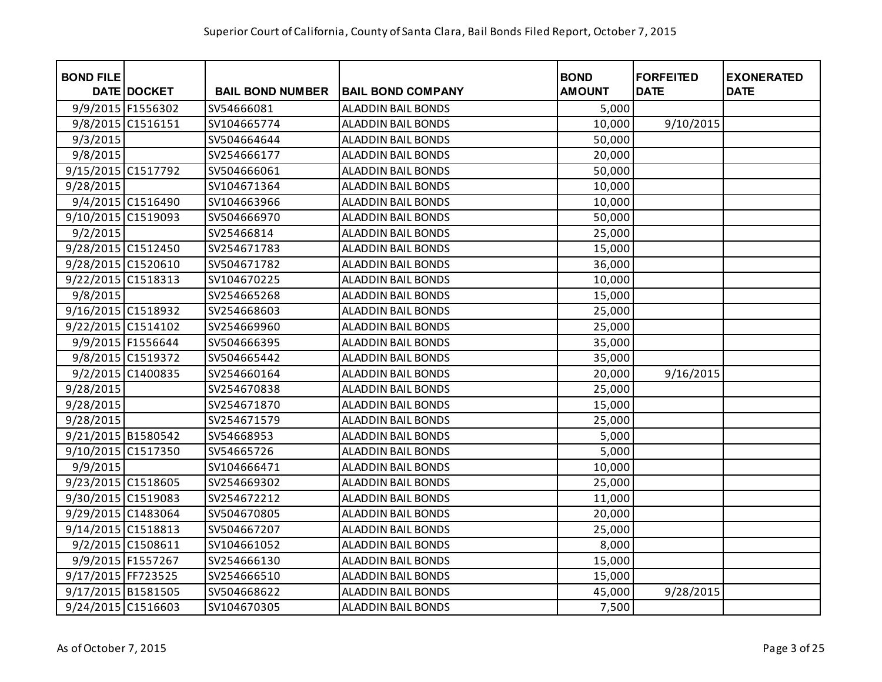Superior Court of California, County of Santa Clara, Bail Bonds Filed Report, October 7, 2015

| BOND FILE DATE | DOCKET | BAIL BOND NUMBER | BAIL BOND COMPANY | BOND AMOUNT | FORFEITED DATE | EXONERATED DATE |
|---|---|---|---|---|---|---|
| 9/9/2015 | F1556302 | SV54666081 | ALADDIN BAIL BONDS | 5,000 | | |
| 9/8/2015 | C1516151 | SV104665774 | ALADDIN BAIL BONDS | 10,000 | 9/10/2015 | |
| 9/3/2015 | | SV504664644 | ALADDIN BAIL BONDS | 50,000 | | |
| 9/8/2015 | | SV254666177 | ALADDIN BAIL BONDS | 20,000 | | |
| 9/15/2015 | C1517792 | SV504666061 | ALADDIN BAIL BONDS | 50,000 | | |
| 9/28/2015 | | SV104671364 | ALADDIN BAIL BONDS | 10,000 | | |
| 9/4/2015 | C1516490 | SV104663966 | ALADDIN BAIL BONDS | 10,000 | | |
| 9/10/2015 | C1519093 | SV504666970 | ALADDIN BAIL BONDS | 50,000 | | |
| 9/2/2015 | | SV25466814 | ALADDIN BAIL BONDS | 25,000 | | |
| 9/28/2015 | C1512450 | SV254671783 | ALADDIN BAIL BONDS | 15,000 | | |
| 9/28/2015 | C1520610 | SV504671782 | ALADDIN BAIL BONDS | 36,000 | | |
| 9/22/2015 | C1518313 | SV104670225 | ALADDIN BAIL BONDS | 10,000 | | |
| 9/8/2015 | | SV254665268 | ALADDIN BAIL BONDS | 15,000 | | |
| 9/16/2015 | C1518932 | SV254668603 | ALADDIN BAIL BONDS | 25,000 | | |
| 9/22/2015 | C1514102 | SV254669960 | ALADDIN BAIL BONDS | 25,000 | | |
| 9/9/2015 | F1556644 | SV504666395 | ALADDIN BAIL BONDS | 35,000 | | |
| 9/8/2015 | C1519372 | SV504665442 | ALADDIN BAIL BONDS | 35,000 | | |
| 9/2/2015 | C1400835 | SV254660164 | ALADDIN BAIL BONDS | 20,000 | 9/16/2015 | |
| 9/28/2015 | | SV254670838 | ALADDIN BAIL BONDS | 25,000 | | |
| 9/28/2015 | | SV254671870 | ALADDIN BAIL BONDS | 15,000 | | |
| 9/28/2015 | | SV254671579 | ALADDIN BAIL BONDS | 25,000 | | |
| 9/21/2015 | B1580542 | SV54668953 | ALADDIN BAIL BONDS | 5,000 | | |
| 9/10/2015 | C1517350 | SV54665726 | ALADDIN BAIL BONDS | 5,000 | | |
| 9/9/2015 | | SV104666471 | ALADDIN BAIL BONDS | 10,000 | | |
| 9/23/2015 | C1518605 | SV254669302 | ALADDIN BAIL BONDS | 25,000 | | |
| 9/30/2015 | C1519083 | SV254672212 | ALADDIN BAIL BONDS | 11,000 | | |
| 9/29/2015 | C1483064 | SV504670805 | ALADDIN BAIL BONDS | 20,000 | | |
| 9/14/2015 | C1518813 | SV504667207 | ALADDIN BAIL BONDS | 25,000 | | |
| 9/2/2015 | C1508611 | SV104661052 | ALADDIN BAIL BONDS | 8,000 | | |
| 9/9/2015 | F1557267 | SV254666130 | ALADDIN BAIL BONDS | 15,000 | | |
| 9/17/2015 | FF723525 | SV254666510 | ALADDIN BAIL BONDS | 15,000 | | |
| 9/17/2015 | B1581505 | SV504668622 | ALADDIN BAIL BONDS | 45,000 | 9/28/2015 | |
| 9/24/2015 | C1516603 | SV104670305 | ALADDIN BAIL BONDS | 7,500 | | |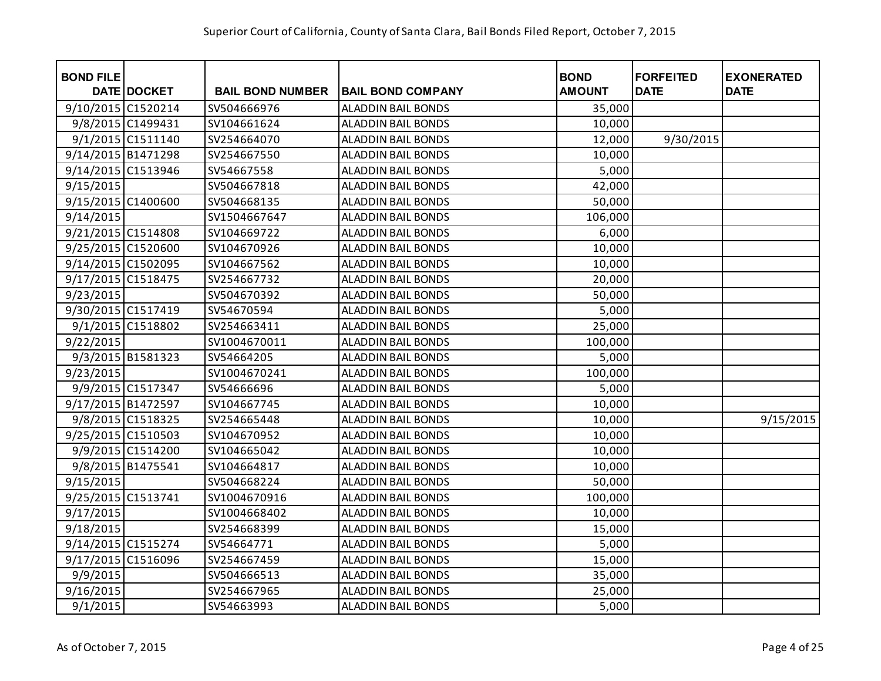Superior Court of California, County of Santa Clara, Bail Bonds Filed Report, October 7, 2015

| BOND FILE DATE | DOCKET | BAIL BOND NUMBER | BAIL BOND COMPANY | BOND AMOUNT | FORFEITED DATE | EXONERATED DATE |
|---|---|---|---|---|---|---|
| 9/10/2015 | C1520214 | SV504666976 | ALADDIN BAIL BONDS | 35,000 | | |
| 9/8/2015 | C1499431 | SV104661624 | ALADDIN BAIL BONDS | 10,000 | | |
| 9/1/2015 | C1511140 | SV254664070 | ALADDIN BAIL BONDS | 12,000 | 9/30/2015 | |
| 9/14/2015 | B1471298 | SV254667550 | ALADDIN BAIL BONDS | 10,000 | | |
| 9/14/2015 | C1513946 | SV54667558 | ALADDIN BAIL BONDS | 5,000 | | |
| 9/15/2015 | | SV504667818 | ALADDIN BAIL BONDS | 42,000 | | |
| 9/15/2015 | C1400600 | SV504668135 | ALADDIN BAIL BONDS | 50,000 | | |
| 9/14/2015 | | SV1504667647 | ALADDIN BAIL BONDS | 106,000 | | |
| 9/21/2015 | C1514808 | SV104669722 | ALADDIN BAIL BONDS | 6,000 | | |
| 9/25/2015 | C1520600 | SV104670926 | ALADDIN BAIL BONDS | 10,000 | | |
| 9/14/2015 | C1502095 | SV104667562 | ALADDIN BAIL BONDS | 10,000 | | |
| 9/17/2015 | C1518475 | SV254667732 | ALADDIN BAIL BONDS | 20,000 | | |
| 9/23/2015 | | SV504670392 | ALADDIN BAIL BONDS | 50,000 | | |
| 9/30/2015 | C1517419 | SV54670594 | ALADDIN BAIL BONDS | 5,000 | | |
| 9/1/2015 | C1518802 | SV254663411 | ALADDIN BAIL BONDS | 25,000 | | |
| 9/22/2015 | | SV1004670011 | ALADDIN BAIL BONDS | 100,000 | | |
| 9/3/2015 | B1581323 | SV54664205 | ALADDIN BAIL BONDS | 5,000 | | |
| 9/23/2015 | | SV1004670241 | ALADDIN BAIL BONDS | 100,000 | | |
| 9/9/2015 | C1517347 | SV54666696 | ALADDIN BAIL BONDS | 5,000 | | |
| 9/17/2015 | B1472597 | SV104667745 | ALADDIN BAIL BONDS | 10,000 | | |
| 9/8/2015 | C1518325 | SV254665448 | ALADDIN BAIL BONDS | 10,000 | | 9/15/2015 |
| 9/25/2015 | C1510503 | SV104670952 | ALADDIN BAIL BONDS | 10,000 | | |
| 9/9/2015 | C1514200 | SV104665042 | ALADDIN BAIL BONDS | 10,000 | | |
| 9/8/2015 | B1475541 | SV104664817 | ALADDIN BAIL BONDS | 10,000 | | |
| 9/15/2015 | | SV504668224 | ALADDIN BAIL BONDS | 50,000 | | |
| 9/25/2015 | C1513741 | SV1004670916 | ALADDIN BAIL BONDS | 100,000 | | |
| 9/17/2015 | | SV1004668402 | ALADDIN BAIL BONDS | 10,000 | | |
| 9/18/2015 | | SV254668399 | ALADDIN BAIL BONDS | 15,000 | | |
| 9/14/2015 | C1515274 | SV54664771 | ALADDIN BAIL BONDS | 5,000 | | |
| 9/17/2015 | C1516096 | SV254667459 | ALADDIN BAIL BONDS | 15,000 | | |
| 9/9/2015 | | SV504666513 | ALADDIN BAIL BONDS | 35,000 | | |
| 9/16/2015 | | SV254667965 | ALADDIN BAIL BONDS | 25,000 | | |
| 9/1/2015 | | SV54663993 | ALADDIN BAIL BONDS | 5,000 | | |

As of October 7, 2015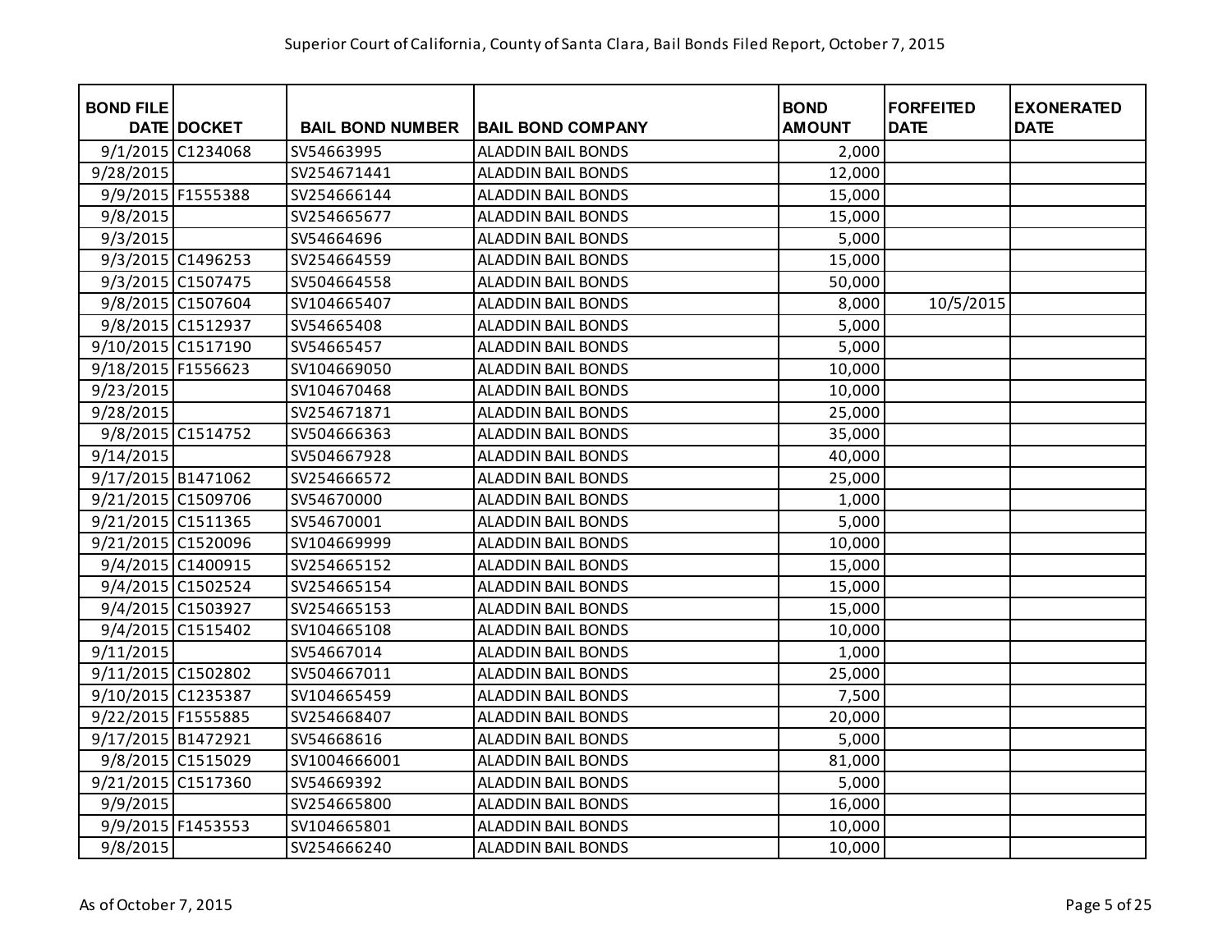Superior Court of California, County of Santa Clara, Bail Bonds Filed Report, October 7, 2015

| BOND FILE DATE | DOCKET | BAIL BOND NUMBER | BAIL BOND COMPANY | BOND AMOUNT | FORFEITED DATE | EXONERATED DATE |
|---|---|---|---|---|---|---|
| 9/1/2015 | C1234068 | SV54663995 | ALADDIN BAIL BONDS | 2,000 | | |
| 9/28/2015 | | SV254671441 | ALADDIN BAIL BONDS | 12,000 | | |
| 9/9/2015 | F1555388 | SV254666144 | ALADDIN BAIL BONDS | 15,000 | | |
| 9/8/2015 | | SV254665677 | ALADDIN BAIL BONDS | 15,000 | | |
| 9/3/2015 | | SV54664696 | ALADDIN BAIL BONDS | 5,000 | | |
| 9/3/2015 | C1496253 | SV254664559 | ALADDIN BAIL BONDS | 15,000 | | |
| 9/3/2015 | C1507475 | SV504664558 | ALADDIN BAIL BONDS | 50,000 | | |
| 9/8/2015 | C1507604 | SV104665407 | ALADDIN BAIL BONDS | 8,000 | 10/5/2015 | |
| 9/8/2015 | C1512937 | SV54665408 | ALADDIN BAIL BONDS | 5,000 | | |
| 9/10/2015 | C1517190 | SV54665457 | ALADDIN BAIL BONDS | 5,000 | | |
| 9/18/2015 | F1556623 | SV104669050 | ALADDIN BAIL BONDS | 10,000 | | |
| 9/23/2015 | | SV104670468 | ALADDIN BAIL BONDS | 10,000 | | |
| 9/28/2015 | | SV254671871 | ALADDIN BAIL BONDS | 25,000 | | |
| 9/8/2015 | C1514752 | SV504666363 | ALADDIN BAIL BONDS | 35,000 | | |
| 9/14/2015 | | SV504667928 | ALADDIN BAIL BONDS | 40,000 | | |
| 9/17/2015 | B1471062 | SV254666572 | ALADDIN BAIL BONDS | 25,000 | | |
| 9/21/2015 | C1509706 | SV54670000 | ALADDIN BAIL BONDS | 1,000 | | |
| 9/21/2015 | C1511365 | SV54670001 | ALADDIN BAIL BONDS | 5,000 | | |
| 9/21/2015 | C1520096 | SV104669999 | ALADDIN BAIL BONDS | 10,000 | | |
| 9/4/2015 | C1400915 | SV254665152 | ALADDIN BAIL BONDS | 15,000 | | |
| 9/4/2015 | C1502524 | SV254665154 | ALADDIN BAIL BONDS | 15,000 | | |
| 9/4/2015 | C1503927 | SV254665153 | ALADDIN BAIL BONDS | 15,000 | | |
| 9/4/2015 | C1515402 | SV104665108 | ALADDIN BAIL BONDS | 10,000 | | |
| 9/11/2015 | | SV54667014 | ALADDIN BAIL BONDS | 1,000 | | |
| 9/11/2015 | C1502802 | SV504667011 | ALADDIN BAIL BONDS | 25,000 | | |
| 9/10/2015 | C1235387 | SV104665459 | ALADDIN BAIL BONDS | 7,500 | | |
| 9/22/2015 | F1555885 | SV254668407 | ALADDIN BAIL BONDS | 20,000 | | |
| 9/17/2015 | B1472921 | SV54668616 | ALADDIN BAIL BONDS | 5,000 | | |
| 9/8/2015 | C1515029 | SV1004666001 | ALADDIN BAIL BONDS | 81,000 | | |
| 9/21/2015 | C1517360 | SV54669392 | ALADDIN BAIL BONDS | 5,000 | | |
| 9/9/2015 | | SV254665800 | ALADDIN BAIL BONDS | 16,000 | | |
| 9/9/2015 | F1453553 | SV104665801 | ALADDIN BAIL BONDS | 10,000 | | |
| 9/8/2015 | | SV254666240 | ALADDIN BAIL BONDS | 10,000 | | |

As of October 7, 2015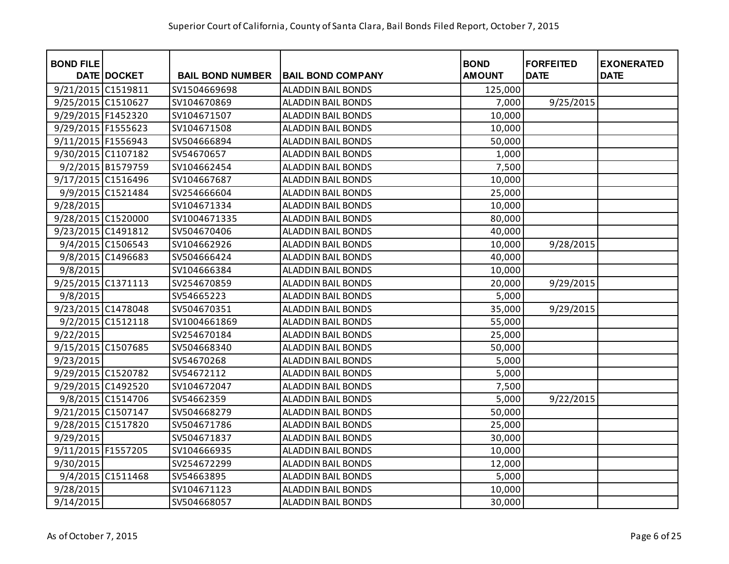| BOND FILE DATE | DOCKET | BAIL BOND NUMBER | BAIL BOND COMPANY | BOND AMOUNT | FORFEITED DATE | EXONERATED DATE |
|---|---|---|---|---|---|---|
| 9/21/2015 | C1519811 | SV1504669698 | ALADDIN BAIL BONDS | 125,000 | | |
| 9/25/2015 | C1510627 | SV104670869 | ALADDIN BAIL BONDS | 7,000 | 9/25/2015 | |
| 9/29/2015 | F1452320 | SV104671507 | ALADDIN BAIL BONDS | 10,000 | | |
| 9/29/2015 | F1555623 | SV104671508 | ALADDIN BAIL BONDS | 10,000 | | |
| 9/11/2015 | F1556943 | SV504666894 | ALADDIN BAIL BONDS | 50,000 | | |
| 9/30/2015 | C1107182 | SV54670657 | ALADDIN BAIL BONDS | 1,000 | | |
| 9/2/2015 | B1579759 | SV104662454 | ALADDIN BAIL BONDS | 7,500 | | |
| 9/17/2015 | C1516496 | SV104667687 | ALADDIN BAIL BONDS | 10,000 | | |
| 9/9/2015 | C1521484 | SV254666604 | ALADDIN BAIL BONDS | 25,000 | | |
| 9/28/2015 | | SV104671334 | ALADDIN BAIL BONDS | 10,000 | | |
| 9/28/2015 | C1520000 | SV1004671335 | ALADDIN BAIL BONDS | 80,000 | | |
| 9/23/2015 | C1491812 | SV504670406 | ALADDIN BAIL BONDS | 40,000 | | |
| 9/4/2015 | C1506543 | SV104662926 | ALADDIN BAIL BONDS | 10,000 | 9/28/2015 | |
| 9/8/2015 | C1496683 | SV504666424 | ALADDIN BAIL BONDS | 40,000 | | |
| 9/8/2015 | | SV104666384 | ALADDIN BAIL BONDS | 10,000 | | |
| 9/25/2015 | C1371113 | SV254670859 | ALADDIN BAIL BONDS | 20,000 | 9/29/2015 | |
| 9/8/2015 | | SV54665223 | ALADDIN BAIL BONDS | 5,000 | | |
| 9/23/2015 | C1478048 | SV504670351 | ALADDIN BAIL BONDS | 35,000 | 9/29/2015 | |
| 9/2/2015 | C1512118 | SV1004661869 | ALADDIN BAIL BONDS | 55,000 | | |
| 9/22/2015 | | SV254670184 | ALADDIN BAIL BONDS | 25,000 | | |
| 9/15/2015 | C1507685 | SV504668340 | ALADDIN BAIL BONDS | 50,000 | | |
| 9/23/2015 | | SV54670268 | ALADDIN BAIL BONDS | 5,000 | | |
| 9/29/2015 | C1520782 | SV54672112 | ALADDIN BAIL BONDS | 5,000 | | |
| 9/29/2015 | C1492520 | SV104672047 | ALADDIN BAIL BONDS | 7,500 | | |
| 9/8/2015 | C1514706 | SV54662359 | ALADDIN BAIL BONDS | 5,000 | 9/22/2015 | |
| 9/21/2015 | C1507147 | SV504668279 | ALADDIN BAIL BONDS | 50,000 | | |
| 9/28/2015 | C1517820 | SV504671786 | ALADDIN BAIL BONDS | 25,000 | | |
| 9/29/2015 | | SV504671837 | ALADDIN BAIL BONDS | 30,000 | | |
| 9/11/2015 | F1557205 | SV104666935 | ALADDIN BAIL BONDS | 10,000 | | |
| 9/30/2015 | | SV254672299 | ALADDIN BAIL BONDS | 12,000 | | |
| 9/4/2015 | C1511468 | SV54663895 | ALADDIN BAIL BONDS | 5,000 | | |
| 9/28/2015 | | SV104671123 | ALADDIN BAIL BONDS | 10,000 | | |
| 9/14/2015 | | SV504668057 | ALADDIN BAIL BONDS | 30,000 | | |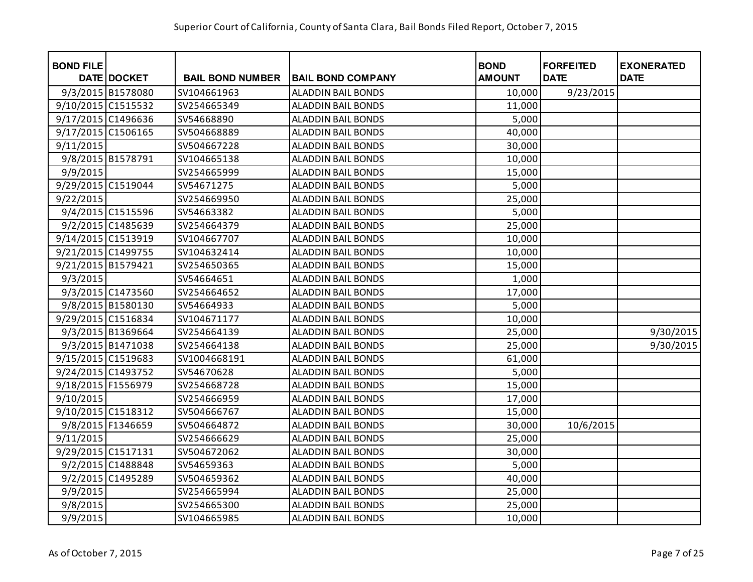Superior Court of California, County of Santa Clara, Bail Bonds Filed Report, October 7, 2015

| BOND FILE DATE | DOCKET | BAIL BOND NUMBER | BAIL BOND COMPANY | BOND AMOUNT | FORFEITED DATE | EXONERATED DATE |
|---|---|---|---|---|---|---|
| 9/3/2015 | B1578080 | SV104661963 | ALADDIN BAIL BONDS | 10,000 | 9/23/2015 | |
| 9/10/2015 | C1515532 | SV254665349 | ALADDIN BAIL BONDS | 11,000 | | |
| 9/17/2015 | C1496636 | SV54668890 | ALADDIN BAIL BONDS | 5,000 | | |
| 9/17/2015 | C1506165 | SV504668889 | ALADDIN BAIL BONDS | 40,000 | | |
| 9/11/2015 | | SV504667228 | ALADDIN BAIL BONDS | 30,000 | | |
| 9/8/2015 | B1578791 | SV104665138 | ALADDIN BAIL BONDS | 10,000 | | |
| 9/9/2015 | | SV254665999 | ALADDIN BAIL BONDS | 15,000 | | |
| 9/29/2015 | C1519044 | SV54671275 | ALADDIN BAIL BONDS | 5,000 | | |
| 9/22/2015 | | SV254669950 | ALADDIN BAIL BONDS | 25,000 | | |
| 9/4/2015 | C1515596 | SV54663382 | ALADDIN BAIL BONDS | 5,000 | | |
| 9/2/2015 | C1485639 | SV254664379 | ALADDIN BAIL BONDS | 25,000 | | |
| 9/14/2015 | C1513919 | SV104667707 | ALADDIN BAIL BONDS | 10,000 | | |
| 9/21/2015 | C1499755 | SV104632414 | ALADDIN BAIL BONDS | 10,000 | | |
| 9/21/2015 | B1579421 | SV254650365 | ALADDIN BAIL BONDS | 15,000 | | |
| 9/3/2015 | | SV54664651 | ALADDIN BAIL BONDS | 1,000 | | |
| 9/3/2015 | C1473560 | SV254664652 | ALADDIN BAIL BONDS | 17,000 | | |
| 9/8/2015 | B1580130 | SV54664933 | ALADDIN BAIL BONDS | 5,000 | | |
| 9/29/2015 | C1516834 | SV104671177 | ALADDIN BAIL BONDS | 10,000 | | |
| 9/3/2015 | B1369664 | SV254664139 | ALADDIN BAIL BONDS | 25,000 | | 9/30/2015 |
| 9/3/2015 | B1471038 | SV254664138 | ALADDIN BAIL BONDS | 25,000 | | 9/30/2015 |
| 9/15/2015 | C1519683 | SV1004668191 | ALADDIN BAIL BONDS | 61,000 | | |
| 9/24/2015 | C1493752 | SV54670628 | ALADDIN BAIL BONDS | 5,000 | | |
| 9/18/2015 | F1556979 | SV254668728 | ALADDIN BAIL BONDS | 15,000 | | |
| 9/10/2015 | | SV254666959 | ALADDIN BAIL BONDS | 17,000 | | |
| 9/10/2015 | C1518312 | SV504666767 | ALADDIN BAIL BONDS | 15,000 | | |
| 9/8/2015 | F1346659 | SV504664872 | ALADDIN BAIL BONDS | 30,000 | 10/6/2015 | |
| 9/11/2015 | | SV254666629 | ALADDIN BAIL BONDS | 25,000 | | |
| 9/29/2015 | C1517131 | SV504672062 | ALADDIN BAIL BONDS | 30,000 | | |
| 9/2/2015 | C1488848 | SV54659363 | ALADDIN BAIL BONDS | 5,000 | | |
| 9/2/2015 | C1495289 | SV504659362 | ALADDIN BAIL BONDS | 40,000 | | |
| 9/9/2015 | | SV254665994 | ALADDIN BAIL BONDS | 25,000 | | |
| 9/8/2015 | | SV254665300 | ALADDIN BAIL BONDS | 25,000 | | |
| 9/9/2015 | | SV104665985 | ALADDIN BAIL BONDS | 10,000 | | |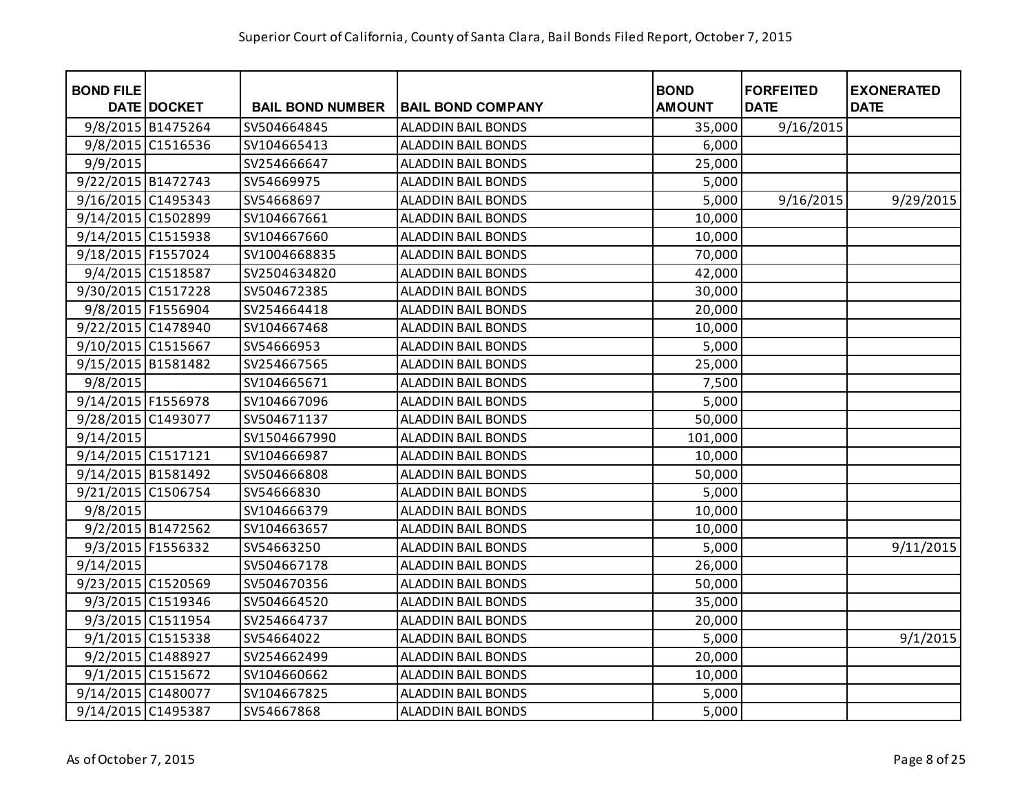Superior Court of California, County of Santa Clara, Bail Bonds Filed Report, October 7, 2015

| BOND FILE DATE | DOCKET | BAIL BOND NUMBER | BAIL BOND COMPANY | BOND AMOUNT | FORFEITED DATE | EXONERATED DATE |
|---|---|---|---|---|---|---|
| 9/8/2015 | B1475264 | SV504664845 | ALADDIN BAIL BONDS | 35,000 | 9/16/2015 | |
| 9/8/2015 | C1516536 | SV104665413 | ALADDIN BAIL BONDS | 6,000 | | |
| 9/9/2015 | | SV254666647 | ALADDIN BAIL BONDS | 25,000 | | |
| 9/22/2015 | B1472743 | SV54669975 | ALADDIN BAIL BONDS | 5,000 | | |
| 9/16/2015 | C1495343 | SV54668697 | ALADDIN BAIL BONDS | 5,000 | 9/16/2015 | 9/29/2015 |
| 9/14/2015 | C1502899 | SV104667661 | ALADDIN BAIL BONDS | 10,000 | | |
| 9/14/2015 | C1515938 | SV104667660 | ALADDIN BAIL BONDS | 10,000 | | |
| 9/18/2015 | F1557024 | SV1004668835 | ALADDIN BAIL BONDS | 70,000 | | |
| 9/4/2015 | C1518587 | SV2504634820 | ALADDIN BAIL BONDS | 42,000 | | |
| 9/30/2015 | C1517228 | SV504672385 | ALADDIN BAIL BONDS | 30,000 | | |
| 9/8/2015 | F1556904 | SV254664418 | ALADDIN BAIL BONDS | 20,000 | | |
| 9/22/2015 | C1478940 | SV104667468 | ALADDIN BAIL BONDS | 10,000 | | |
| 9/10/2015 | C1515667 | SV54666953 | ALADDIN BAIL BONDS | 5,000 | | |
| 9/15/2015 | B1581482 | SV254667565 | ALADDIN BAIL BONDS | 25,000 | | |
| 9/8/2015 | | SV104665671 | ALADDIN BAIL BONDS | 7,500 | | |
| 9/14/2015 | F1556978 | SV104667096 | ALADDIN BAIL BONDS | 5,000 | | |
| 9/28/2015 | C1493077 | SV504671137 | ALADDIN BAIL BONDS | 50,000 | | |
| 9/14/2015 | | SV1504667990 | ALADDIN BAIL BONDS | 101,000 | | |
| 9/14/2015 | C1517121 | SV104666987 | ALADDIN BAIL BONDS | 10,000 | | |
| 9/14/2015 | B1581492 | SV504666808 | ALADDIN BAIL BONDS | 50,000 | | |
| 9/21/2015 | C1506754 | SV54666830 | ALADDIN BAIL BONDS | 5,000 | | |
| 9/8/2015 | | SV104666379 | ALADDIN BAIL BONDS | 10,000 | | |
| 9/2/2015 | B1472562 | SV104663657 | ALADDIN BAIL BONDS | 10,000 | | |
| 9/3/2015 | F1556332 | SV54663250 | ALADDIN BAIL BONDS | 5,000 | | 9/11/2015 |
| 9/14/2015 | | SV504667178 | ALADDIN BAIL BONDS | 26,000 | | |
| 9/23/2015 | C1520569 | SV504670356 | ALADDIN BAIL BONDS | 50,000 | | |
| 9/3/2015 | C1519346 | SV504664520 | ALADDIN BAIL BONDS | 35,000 | | |
| 9/3/2015 | C1511954 | SV254664737 | ALADDIN BAIL BONDS | 20,000 | | |
| 9/1/2015 | C1515338 | SV54664022 | ALADDIN BAIL BONDS | 5,000 | | 9/1/2015 |
| 9/2/2015 | C1488927 | SV254662499 | ALADDIN BAIL BONDS | 20,000 | | |
| 9/1/2015 | C1515672 | SV104660662 | ALADDIN BAIL BONDS | 10,000 | | |
| 9/14/2015 | C1480077 | SV104667825 | ALADDIN BAIL BONDS | 5,000 | | |
| 9/14/2015 | C1495387 | SV54667868 | ALADDIN BAIL BONDS | 5,000 | | |

As of October 7, 2015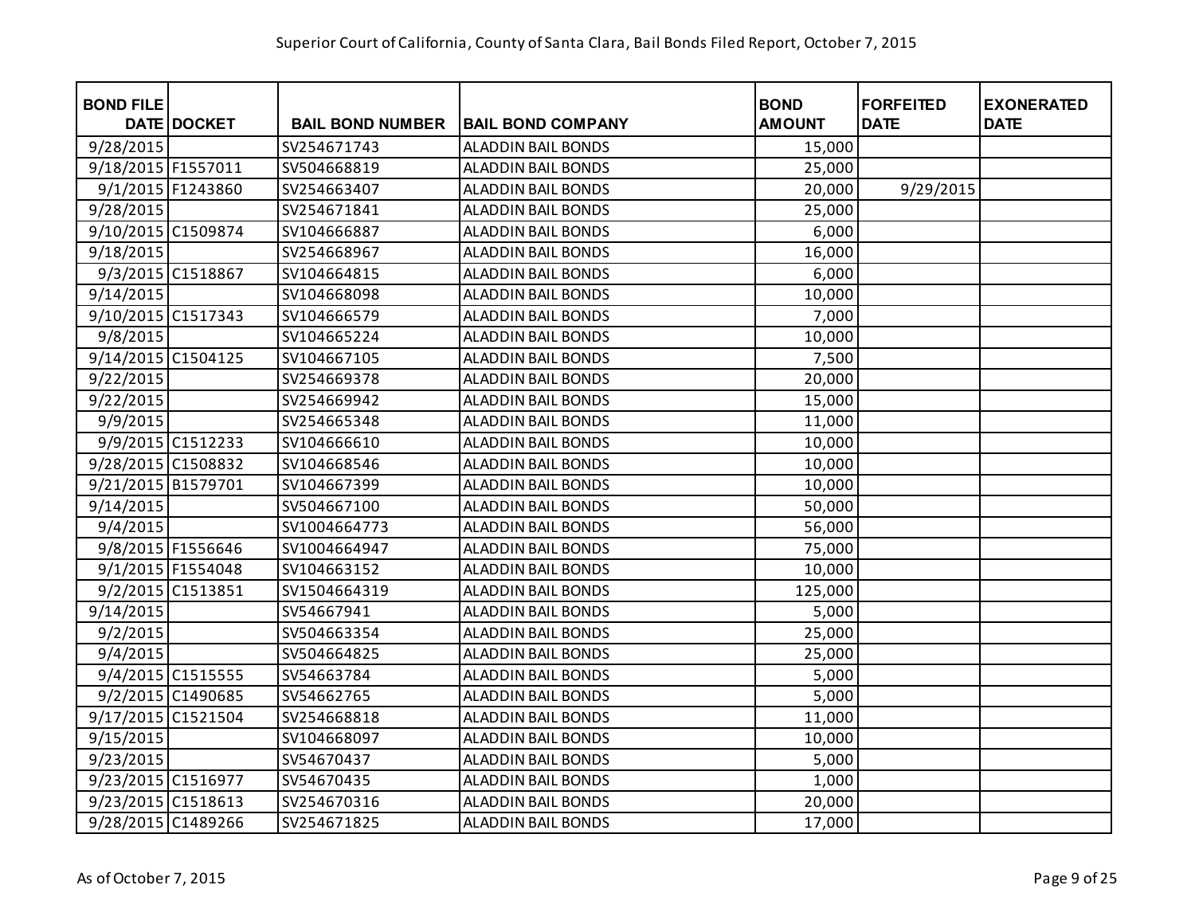Superior Court of California, County of Santa Clara, Bail Bonds Filed Report, October 7, 2015

| BOND FILE DATE | DOCKET | BAIL BOND NUMBER | BAIL BOND COMPANY | BOND AMOUNT | FORFEITED DATE | EXONERATED DATE |
|---|---|---|---|---|---|---|
| 9/28/2015 | | SV254671743 | ALADDIN BAIL BONDS | 15,000 | | |
| 9/18/2015 | F1557011 | SV504668819 | ALADDIN BAIL BONDS | 25,000 | | |
| 9/1/2015 | F1243860 | SV254663407 | ALADDIN BAIL BONDS | 20,000 | 9/29/2015 | |
| 9/28/2015 | | SV254671841 | ALADDIN BAIL BONDS | 25,000 | | |
| 9/10/2015 | C1509874 | SV104666887 | ALADDIN BAIL BONDS | 6,000 | | |
| 9/18/2015 | | SV254668967 | ALADDIN BAIL BONDS | 16,000 | | |
| 9/3/2015 | C1518867 | SV104664815 | ALADDIN BAIL BONDS | 6,000 | | |
| 9/14/2015 | | SV104668098 | ALADDIN BAIL BONDS | 10,000 | | |
| 9/10/2015 | C1517343 | SV104666579 | ALADDIN BAIL BONDS | 7,000 | | |
| 9/8/2015 | | SV104665224 | ALADDIN BAIL BONDS | 10,000 | | |
| 9/14/2015 | C1504125 | SV104667105 | ALADDIN BAIL BONDS | 7,500 | | |
| 9/22/2015 | | SV254669378 | ALADDIN BAIL BONDS | 20,000 | | |
| 9/22/2015 | | SV254669942 | ALADDIN BAIL BONDS | 15,000 | | |
| 9/9/2015 | | SV254665348 | ALADDIN BAIL BONDS | 11,000 | | |
| 9/9/2015 | C1512233 | SV104666610 | ALADDIN BAIL BONDS | 10,000 | | |
| 9/28/2015 | C1508832 | SV104668546 | ALADDIN BAIL BONDS | 10,000 | | |
| 9/21/2015 | B1579701 | SV104667399 | ALADDIN BAIL BONDS | 10,000 | | |
| 9/14/2015 | | SV504667100 | ALADDIN BAIL BONDS | 50,000 | | |
| 9/4/2015 | | SV1004664773 | ALADDIN BAIL BONDS | 56,000 | | |
| 9/8/2015 | F1556646 | SV1004664947 | ALADDIN BAIL BONDS | 75,000 | | |
| 9/1/2015 | F1554048 | SV104663152 | ALADDIN BAIL BONDS | 10,000 | | |
| 9/2/2015 | C1513851 | SV1504664319 | ALADDIN BAIL BONDS | 125,000 | | |
| 9/14/2015 | | SV54667941 | ALADDIN BAIL BONDS | 5,000 | | |
| 9/2/2015 | | SV504663354 | ALADDIN BAIL BONDS | 25,000 | | |
| 9/4/2015 | | SV504664825 | ALADDIN BAIL BONDS | 25,000 | | |
| 9/4/2015 | C1515555 | SV54663784 | ALADDIN BAIL BONDS | 5,000 | | |
| 9/2/2015 | C1490685 | SV54662765 | ALADDIN BAIL BONDS | 5,000 | | |
| 9/17/2015 | C1521504 | SV254668818 | ALADDIN BAIL BONDS | 11,000 | | |
| 9/15/2015 | | SV104668097 | ALADDIN BAIL BONDS | 10,000 | | |
| 9/23/2015 | | SV54670437 | ALADDIN BAIL BONDS | 5,000 | | |
| 9/23/2015 | C1516977 | SV54670435 | ALADDIN BAIL BONDS | 1,000 | | |
| 9/23/2015 | C1518613 | SV254670316 | ALADDIN BAIL BONDS | 20,000 | | |
| 9/28/2015 | C1489266 | SV254671825 | ALADDIN BAIL BONDS | 17,000 | | |

As of October 7, 2015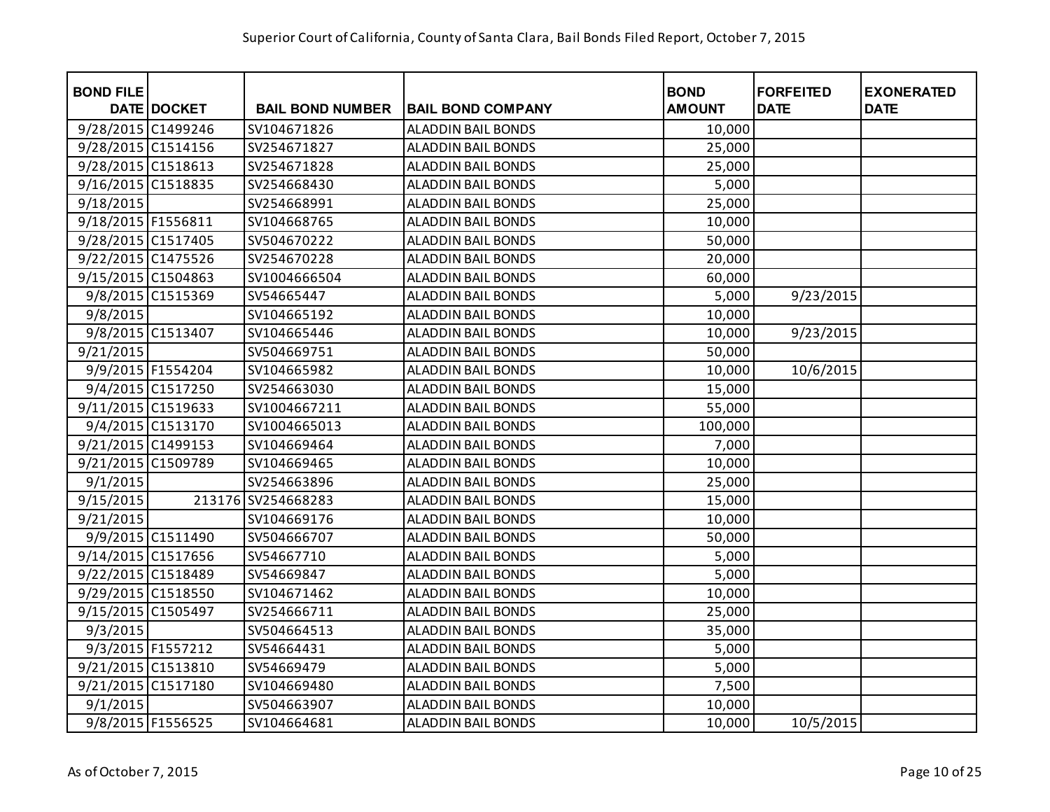Superior Court of California, County of Santa Clara, Bail Bonds Filed Report, October 7, 2015

| BOND FILE DATE | DOCKET | BAIL BOND NUMBER | BAIL BOND COMPANY | BOND AMOUNT | FORFEITED DATE | EXONERATED DATE |
|---|---|---|---|---|---|---|
| 9/28/2015 | C1499246 | SV104671826 | ALADDIN BAIL BONDS | 10,000 | | |
| 9/28/2015 | C1514156 | SV254671827 | ALADDIN BAIL BONDS | 25,000 | | |
| 9/28/2015 | C1518613 | SV254671828 | ALADDIN BAIL BONDS | 25,000 | | |
| 9/16/2015 | C1518835 | SV254668430 | ALADDIN BAIL BONDS | 5,000 | | |
| 9/18/2015 | | SV254668991 | ALADDIN BAIL BONDS | 25,000 | | |
| 9/18/2015 | F1556811 | SV104668765 | ALADDIN BAIL BONDS | 10,000 | | |
| 9/28/2015 | C1517405 | SV504670222 | ALADDIN BAIL BONDS | 50,000 | | |
| 9/22/2015 | C1475526 | SV254670228 | ALADDIN BAIL BONDS | 20,000 | | |
| 9/15/2015 | C1504863 | SV1004666504 | ALADDIN BAIL BONDS | 60,000 | | |
| 9/8/2015 | C1515369 | SV54665447 | ALADDIN BAIL BONDS | 5,000 | 9/23/2015 | |
| 9/8/2015 | | SV104665192 | ALADDIN BAIL BONDS | 10,000 | | |
| 9/8/2015 | C1513407 | SV104665446 | ALADDIN BAIL BONDS | 10,000 | 9/23/2015 | |
| 9/21/2015 | | SV504669751 | ALADDIN BAIL BONDS | 50,000 | | |
| 9/9/2015 | F1554204 | SV104665982 | ALADDIN BAIL BONDS | 10,000 | 10/6/2015 | |
| 9/4/2015 | C1517250 | SV254663030 | ALADDIN BAIL BONDS | 15,000 | | |
| 9/11/2015 | C1519633 | SV1004667211 | ALADDIN BAIL BONDS | 55,000 | | |
| 9/4/2015 | C1513170 | SV1004665013 | ALADDIN BAIL BONDS | 100,000 | | |
| 9/21/2015 | C1499153 | SV104669464 | ALADDIN BAIL BONDS | 7,000 | | |
| 9/21/2015 | C1509789 | SV104669465 | ALADDIN BAIL BONDS | 10,000 | | |
| 9/1/2015 | | SV254663896 | ALADDIN BAIL BONDS | 25,000 | | |
| 9/15/2015 | 213176 | SV254668283 | ALADDIN BAIL BONDS | 15,000 | | |
| 9/21/2015 | | SV104669176 | ALADDIN BAIL BONDS | 10,000 | | |
| 9/9/2015 | C1511490 | SV504666707 | ALADDIN BAIL BONDS | 50,000 | | |
| 9/14/2015 | C1517656 | SV54667710 | ALADDIN BAIL BONDS | 5,000 | | |
| 9/22/2015 | C1518489 | SV54669847 | ALADDIN BAIL BONDS | 5,000 | | |
| 9/29/2015 | C1518550 | SV104671462 | ALADDIN BAIL BONDS | 10,000 | | |
| 9/15/2015 | C1505497 | SV254666711 | ALADDIN BAIL BONDS | 25,000 | | |
| 9/3/2015 | | SV504664513 | ALADDIN BAIL BONDS | 35,000 | | |
| 9/3/2015 | F1557212 | SV54664431 | ALADDIN BAIL BONDS | 5,000 | | |
| 9/21/2015 | C1513810 | SV54669479 | ALADDIN BAIL BONDS | 5,000 | | |
| 9/21/2015 | C1517180 | SV104669480 | ALADDIN BAIL BONDS | 7,500 | | |
| 9/1/2015 | | SV504663907 | ALADDIN BAIL BONDS | 10,000 | | |
| 9/8/2015 | F1556525 | SV104664681 | ALADDIN BAIL BONDS | 10,000 | 10/5/2015 | |

As of October 7, 2015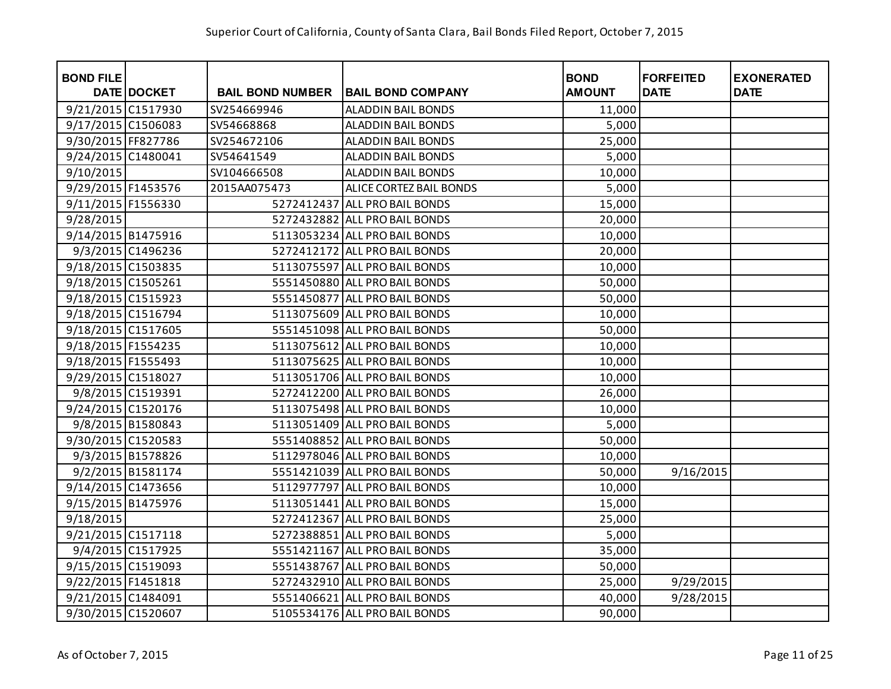Superior Court of California, County of Santa Clara, Bail Bonds Filed Report, October 7, 2015

| BOND FILE DATE | DOCKET | BAIL BOND NUMBER | BAIL BOND COMPANY | BOND AMOUNT | FORFEITED DATE | EXONERATED DATE |
|---|---|---|---|---|---|---|
| 9/21/2015 | C1517930 | SV254669946 | ALADDIN BAIL BONDS | 11,000 | | |
| 9/17/2015 | C1506083 | SV54668868 | ALADDIN BAIL BONDS | 5,000 | | |
| 9/30/2015 | FF827786 | SV254672106 | ALADDIN BAIL BONDS | 25,000 | | |
| 9/24/2015 | C1480041 | SV54641549 | ALADDIN BAIL BONDS | 5,000 | | |
| 9/10/2015 | | SV104666508 | ALADDIN BAIL BONDS | 10,000 | | |
| 9/29/2015 | F1453576 | 2015AA075473 | ALICE CORTEZ BAIL BONDS | 5,000 | | |
| 9/11/2015 | F1556330 | 5272412437 | ALL PRO BAIL BONDS | 15,000 | | |
| 9/28/2015 | | 5272432882 | ALL PRO BAIL BONDS | 20,000 | | |
| 9/14/2015 | B1475916 | 5113053234 | ALL PRO BAIL BONDS | 10,000 | | |
| 9/3/2015 | C1496236 | 5272412172 | ALL PRO BAIL BONDS | 20,000 | | |
| 9/18/2015 | C1503835 | 5113075597 | ALL PRO BAIL BONDS | 10,000 | | |
| 9/18/2015 | C1505261 | 5551450880 | ALL PRO BAIL BONDS | 50,000 | | |
| 9/18/2015 | C1515923 | 5551450877 | ALL PRO BAIL BONDS | 50,000 | | |
| 9/18/2015 | C1516794 | 5113075609 | ALL PRO BAIL BONDS | 10,000 | | |
| 9/18/2015 | C1517605 | 5551451098 | ALL PRO BAIL BONDS | 50,000 | | |
| 9/18/2015 | F1554235 | 5113075612 | ALL PRO BAIL BONDS | 10,000 | | |
| 9/18/2015 | F1555493 | 5113075625 | ALL PRO BAIL BONDS | 10,000 | | |
| 9/29/2015 | C1518027 | 5113051706 | ALL PRO BAIL BONDS | 10,000 | | |
| 9/8/2015 | C1519391 | 5272412200 | ALL PRO BAIL BONDS | 26,000 | | |
| 9/24/2015 | C1520176 | 5113075498 | ALL PRO BAIL BONDS | 10,000 | | |
| 9/8/2015 | B1580843 | 5113051409 | ALL PRO BAIL BONDS | 5,000 | | |
| 9/30/2015 | C1520583 | 5551408852 | ALL PRO BAIL BONDS | 50,000 | | |
| 9/3/2015 | B1578826 | 5112978046 | ALL PRO BAIL BONDS | 10,000 | | |
| 9/2/2015 | B1581174 | 5551421039 | ALL PRO BAIL BONDS | 50,000 | 9/16/2015 | |
| 9/14/2015 | C1473656 | 5112977797 | ALL PRO BAIL BONDS | 10,000 | | |
| 9/15/2015 | B1475976 | 5113051441 | ALL PRO BAIL BONDS | 15,000 | | |
| 9/18/2015 | | 5272412367 | ALL PRO BAIL BONDS | 25,000 | | |
| 9/21/2015 | C1517118 | 5272388851 | ALL PRO BAIL BONDS | 5,000 | | |
| 9/4/2015 | C1517925 | 5551421167 | ALL PRO BAIL BONDS | 35,000 | | |
| 9/15/2015 | C1519093 | 5551438767 | ALL PRO BAIL BONDS | 50,000 | | |
| 9/22/2015 | F1451818 | 5272432910 | ALL PRO BAIL BONDS | 25,000 | 9/29/2015 | |
| 9/21/2015 | C1484091 | 5551406621 | ALL PRO BAIL BONDS | 40,000 | 9/28/2015 | |
| 9/30/2015 | C1520607 | 5105534176 | ALL PRO BAIL BONDS | 90,000 | | |

As of October 7, 2015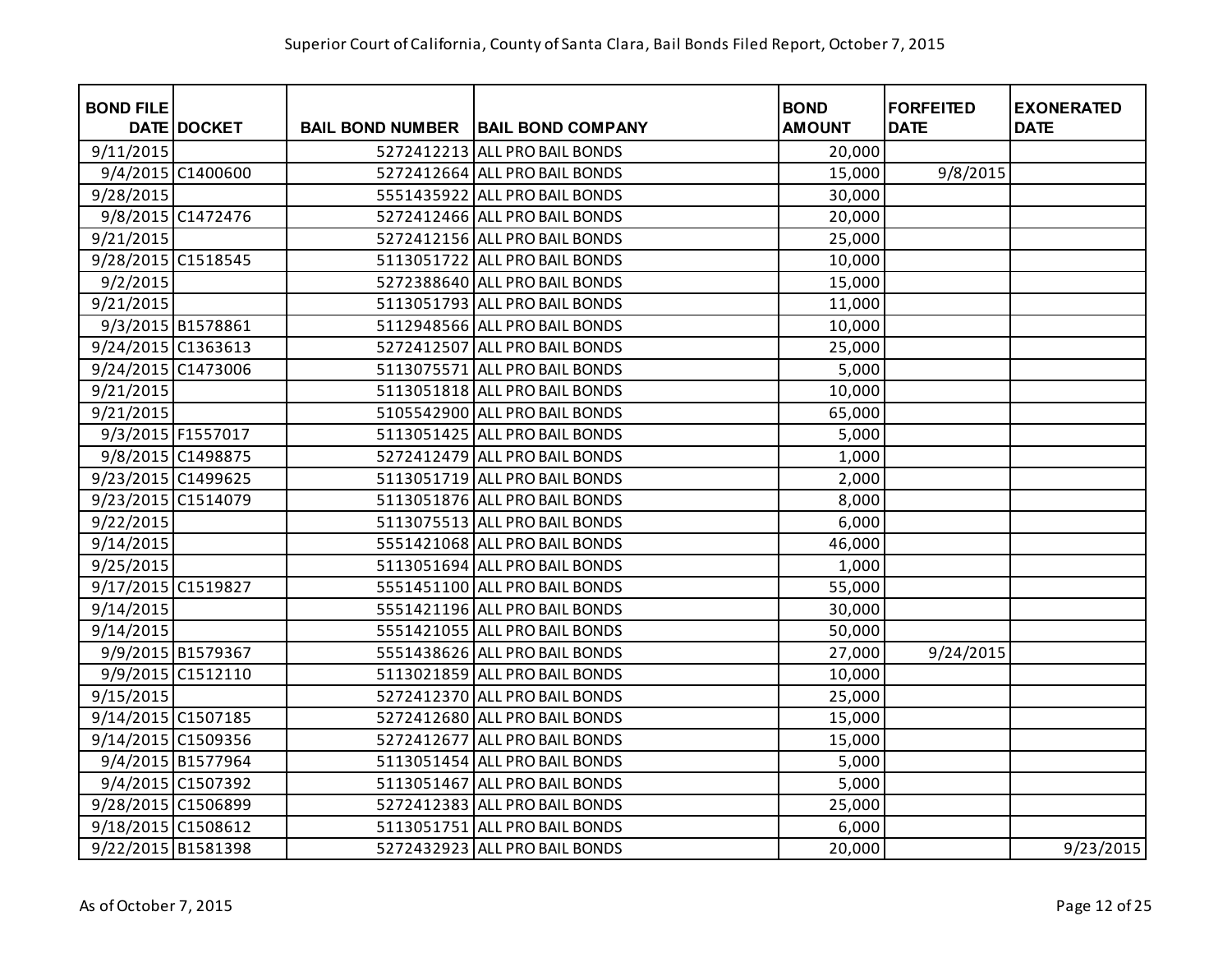| BOND FILE DATE | DOCKET | BAIL BOND NUMBER | BAIL BOND COMPANY | BOND AMOUNT | FORFEITED DATE | EXONERATED DATE |
|---|---|---|---|---|---|---|
| 9/11/2015 | | 5272412213 | ALL PRO BAIL BONDS | 20,000 | | |
| 9/4/2015 | C1400600 | 5272412664 | ALL PRO BAIL BONDS | 15,000 | 9/8/2015 | |
| 9/28/2015 | | 5551435922 | ALL PRO BAIL BONDS | 30,000 | | |
| 9/8/2015 | C1472476 | 5272412466 | ALL PRO BAIL BONDS | 20,000 | | |
| 9/21/2015 | | 5272412156 | ALL PRO BAIL BONDS | 25,000 | | |
| 9/28/2015 | C1518545 | 5113051722 | ALL PRO BAIL BONDS | 10,000 | | |
| 9/2/2015 | | 5272388640 | ALL PRO BAIL BONDS | 15,000 | | |
| 9/21/2015 | | 5113051793 | ALL PRO BAIL BONDS | 11,000 | | |
| 9/3/2015 | B1578861 | 5112948566 | ALL PRO BAIL BONDS | 10,000 | | |
| 9/24/2015 | C1363613 | 5272412507 | ALL PRO BAIL BONDS | 25,000 | | |
| 9/24/2015 | C1473006 | 5113075571 | ALL PRO BAIL BONDS | 5,000 | | |
| 9/21/2015 | | 5113051818 | ALL PRO BAIL BONDS | 10,000 | | |
| 9/21/2015 | | 5105542900 | ALL PRO BAIL BONDS | 65,000 | | |
| 9/3/2015 | F1557017 | 5113051425 | ALL PRO BAIL BONDS | 5,000 | | |
| 9/8/2015 | C1498875 | 5272412479 | ALL PRO BAIL BONDS | 1,000 | | |
| 9/23/2015 | C1499625 | 5113051719 | ALL PRO BAIL BONDS | 2,000 | | |
| 9/23/2015 | C1514079 | 5113051876 | ALL PRO BAIL BONDS | 8,000 | | |
| 9/22/2015 | | 5113075513 | ALL PRO BAIL BONDS | 6,000 | | |
| 9/14/2015 | | 5551421068 | ALL PRO BAIL BONDS | 46,000 | | |
| 9/25/2015 | | 5113051694 | ALL PRO BAIL BONDS | 1,000 | | |
| 9/17/2015 | C1519827 | 5551451100 | ALL PRO BAIL BONDS | 55,000 | | |
| 9/14/2015 | | 5551421196 | ALL PRO BAIL BONDS | 30,000 | | |
| 9/14/2015 | | 5551421055 | ALL PRO BAIL BONDS | 50,000 | | |
| 9/9/2015 | B1579367 | 5551438626 | ALL PRO BAIL BONDS | 27,000 | 9/24/2015 | |
| 9/9/2015 | C1512110 | 5113021859 | ALL PRO BAIL BONDS | 10,000 | | |
| 9/15/2015 | | 5272412370 | ALL PRO BAIL BONDS | 25,000 | | |
| 9/14/2015 | C1507185 | 5272412680 | ALL PRO BAIL BONDS | 15,000 | | |
| 9/14/2015 | C1509356 | 5272412677 | ALL PRO BAIL BONDS | 15,000 | | |
| 9/4/2015 | B1577964 | 5113051454 | ALL PRO BAIL BONDS | 5,000 | | |
| 9/4/2015 | C1507392 | 5113051467 | ALL PRO BAIL BONDS | 5,000 | | |
| 9/28/2015 | C1506899 | 5272412383 | ALL PRO BAIL BONDS | 25,000 | | |
| 9/18/2015 | C1508612 | 5113051751 | ALL PRO BAIL BONDS | 6,000 | | |
| 9/22/2015 | B1581398 | 5272432923 | ALL PRO BAIL BONDS | 20,000 | | 9/23/2015 |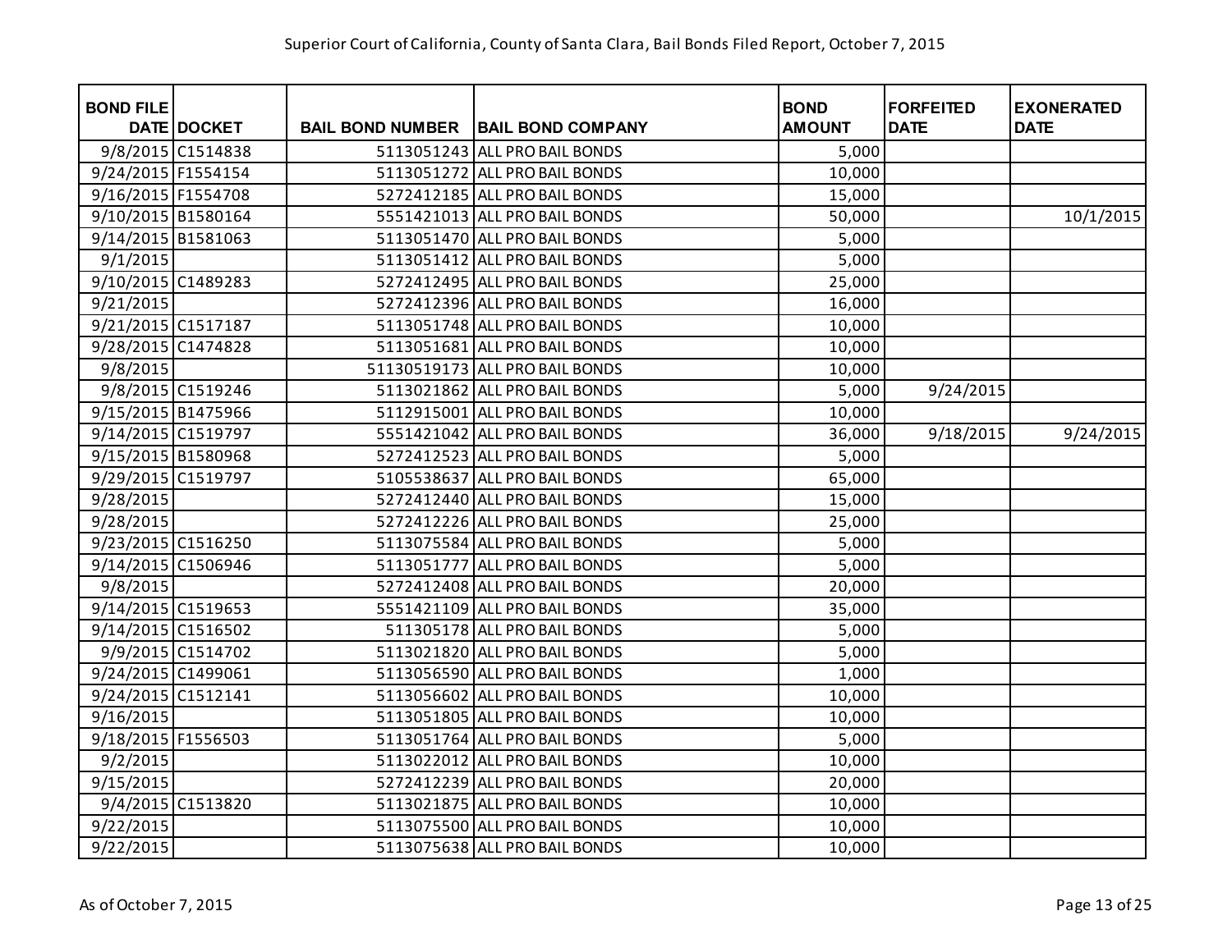Superior Court of California, County of Santa Clara, Bail Bonds Filed Report, October 7, 2015

| BOND FILE DATE | DOCKET | BAIL BOND NUMBER | BAIL BOND COMPANY | BOND AMOUNT | FORFEITED DATE | EXONERATED DATE |
|---|---|---|---|---|---|---|
| 9/8/2015 | C1514838 | 5113051243 | ALL PRO BAIL BONDS | 5,000 | | |
| 9/24/2015 | F1554154 | 5113051272 | ALL PRO BAIL BONDS | 10,000 | | |
| 9/16/2015 | F1554708 | 5272412185 | ALL PRO BAIL BONDS | 15,000 | | |
| 9/10/2015 | B1580164 | 5551421013 | ALL PRO BAIL BONDS | 50,000 | | 10/1/2015 |
| 9/14/2015 | B1581063 | 5113051470 | ALL PRO BAIL BONDS | 5,000 | | |
| 9/1/2015 | | 5113051412 | ALL PRO BAIL BONDS | 5,000 | | |
| 9/10/2015 | C1489283 | 5272412495 | ALL PRO BAIL BONDS | 25,000 | | |
| 9/21/2015 | | 5272412396 | ALL PRO BAIL BONDS | 16,000 | | |
| 9/21/2015 | C1517187 | 5113051748 | ALL PRO BAIL BONDS | 10,000 | | |
| 9/28/2015 | C1474828 | 5113051681 | ALL PRO BAIL BONDS | 10,000 | | |
| 9/8/2015 | | 51130519173 | ALL PRO BAIL BONDS | 10,000 | | |
| 9/8/2015 | C1519246 | 5113021862 | ALL PRO BAIL BONDS | 5,000 | 9/24/2015 | |
| 9/15/2015 | B1475966 | 5112915001 | ALL PRO BAIL BONDS | 10,000 | | |
| 9/14/2015 | C1519797 | 5551421042 | ALL PRO BAIL BONDS | 36,000 | 9/18/2015 | 9/24/2015 |
| 9/15/2015 | B1580968 | 5272412523 | ALL PRO BAIL BONDS | 5,000 | | |
| 9/29/2015 | C1519797 | 5105538637 | ALL PRO BAIL BONDS | 65,000 | | |
| 9/28/2015 | | 5272412440 | ALL PRO BAIL BONDS | 15,000 | | |
| 9/28/2015 | | 5272412226 | ALL PRO BAIL BONDS | 25,000 | | |
| 9/23/2015 | C1516250 | 5113075584 | ALL PRO BAIL BONDS | 5,000 | | |
| 9/14/2015 | C1506946 | 5113051777 | ALL PRO BAIL BONDS | 5,000 | | |
| 9/8/2015 | | 5272412408 | ALL PRO BAIL BONDS | 20,000 | | |
| 9/14/2015 | C1519653 | 5551421109 | ALL PRO BAIL BONDS | 35,000 | | |
| 9/14/2015 | C1516502 | 511305178 | ALL PRO BAIL BONDS | 5,000 | | |
| 9/9/2015 | C1514702 | 5113021820 | ALL PRO BAIL BONDS | 5,000 | | |
| 9/24/2015 | C1499061 | 5113056590 | ALL PRO BAIL BONDS | 1,000 | | |
| 9/24/2015 | C1512141 | 5113056602 | ALL PRO BAIL BONDS | 10,000 | | |
| 9/16/2015 | | 5113051805 | ALL PRO BAIL BONDS | 10,000 | | |
| 9/18/2015 | F1556503 | 5113051764 | ALL PRO BAIL BONDS | 5,000 | | |
| 9/2/2015 | | 5113022012 | ALL PRO BAIL BONDS | 10,000 | | |
| 9/15/2015 | | 5272412239 | ALL PRO BAIL BONDS | 20,000 | | |
| 9/4/2015 | C1513820 | 5113021875 | ALL PRO BAIL BONDS | 10,000 | | |
| 9/22/2015 | | 5113075500 | ALL PRO BAIL BONDS | 10,000 | | |
| 9/22/2015 | | 5113075638 | ALL PRO BAIL BONDS | 10,000 | | |

As of October 7, 2015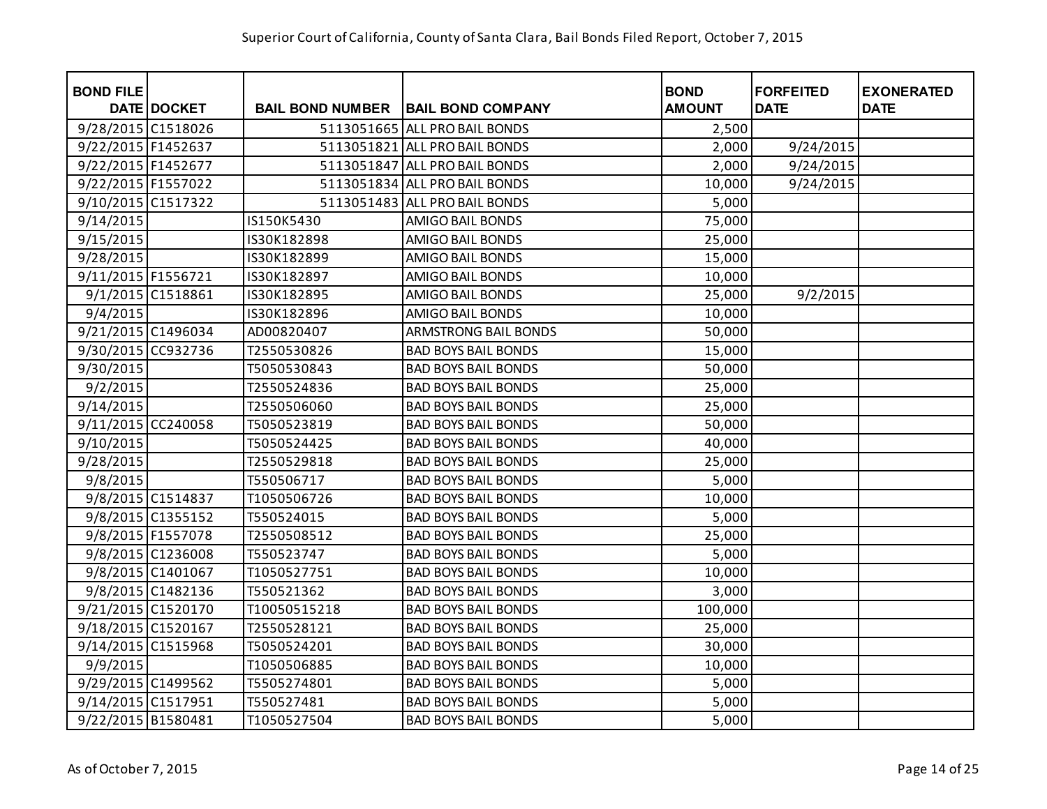Superior Court of California, County of Santa Clara, Bail Bonds Filed Report, October 7, 2015

| BOND FILE DATE | DOCKET | BAIL BOND NUMBER | BAIL BOND COMPANY | BOND AMOUNT | FORFEITED DATE | EXONERATED DATE |
|---|---|---|---|---|---|---|
| 9/28/2015 | C1518026 | 5113051665 | ALL PRO BAIL BONDS | 2,500 | | |
| 9/22/2015 | F1452637 | 5113051821 | ALL PRO BAIL BONDS | 2,000 | 9/24/2015 | |
| 9/22/2015 | F1452677 | 5113051847 | ALL PRO BAIL BONDS | 2,000 | 9/24/2015 | |
| 9/22/2015 | F1557022 | 5113051834 | ALL PRO BAIL BONDS | 10,000 | 9/24/2015 | |
| 9/10/2015 | C1517322 | 5113051483 | ALL PRO BAIL BONDS | 5,000 | | |
| 9/14/2015 | | IS150K5430 | AMIGO BAIL BONDS | 75,000 | | |
| 9/15/2015 | | IS30K182898 | AMIGO BAIL BONDS | 25,000 | | |
| 9/28/2015 | | IS30K182899 | AMIGO BAIL BONDS | 15,000 | | |
| 9/11/2015 | F1556721 | IS30K182897 | AMIGO BAIL BONDS | 10,000 | | |
| 9/1/2015 | C1518861 | IS30K182895 | AMIGO BAIL BONDS | 25,000 | 9/2/2015 | |
| 9/4/2015 | | IS30K182896 | AMIGO BAIL BONDS | 10,000 | | |
| 9/21/2015 | C1496034 | AD00820407 | ARMSTRONG BAIL BONDS | 50,000 | | |
| 9/30/2015 | CC932736 | T2550530826 | BAD BOYS BAIL BONDS | 15,000 | | |
| 9/30/2015 | | T5050530843 | BAD BOYS BAIL BONDS | 50,000 | | |
| 9/2/2015 | | T2550524836 | BAD BOYS BAIL BONDS | 25,000 | | |
| 9/14/2015 | | T2550506060 | BAD BOYS BAIL BONDS | 25,000 | | |
| 9/11/2015 | CC240058 | T5050523819 | BAD BOYS BAIL BONDS | 50,000 | | |
| 9/10/2015 | | T5050524425 | BAD BOYS BAIL BONDS | 40,000 | | |
| 9/28/2015 | | T2550529818 | BAD BOYS BAIL BONDS | 25,000 | | |
| 9/8/2015 | | T550506717 | BAD BOYS BAIL BONDS | 5,000 | | |
| 9/8/2015 | C1514837 | T1050506726 | BAD BOYS BAIL BONDS | 10,000 | | |
| 9/8/2015 | C1355152 | T550524015 | BAD BOYS BAIL BONDS | 5,000 | | |
| 9/8/2015 | F1557078 | T2550508512 | BAD BOYS BAIL BONDS | 25,000 | | |
| 9/8/2015 | C1236008 | T550523747 | BAD BOYS BAIL BONDS | 5,000 | | |
| 9/8/2015 | C1401067 | T1050527751 | BAD BOYS BAIL BONDS | 10,000 | | |
| 9/8/2015 | C1482136 | T550521362 | BAD BOYS BAIL BONDS | 3,000 | | |
| 9/21/2015 | C1520170 | T10050515218 | BAD BOYS BAIL BONDS | 100,000 | | |
| 9/18/2015 | C1520167 | T2550528121 | BAD BOYS BAIL BONDS | 25,000 | | |
| 9/14/2015 | C1515968 | T5050524201 | BAD BOYS BAIL BONDS | 30,000 | | |
| 9/9/2015 | | T1050506885 | BAD BOYS BAIL BONDS | 10,000 | | |
| 9/29/2015 | C1499562 | T5505274801 | BAD BOYS BAIL BONDS | 5,000 | | |
| 9/14/2015 | C1517951 | T550527481 | BAD BOYS BAIL BONDS | 5,000 | | |
| 9/22/2015 | B1580481 | T1050527504 | BAD BOYS BAIL BONDS | 5,000 | | |

As of October 7, 2015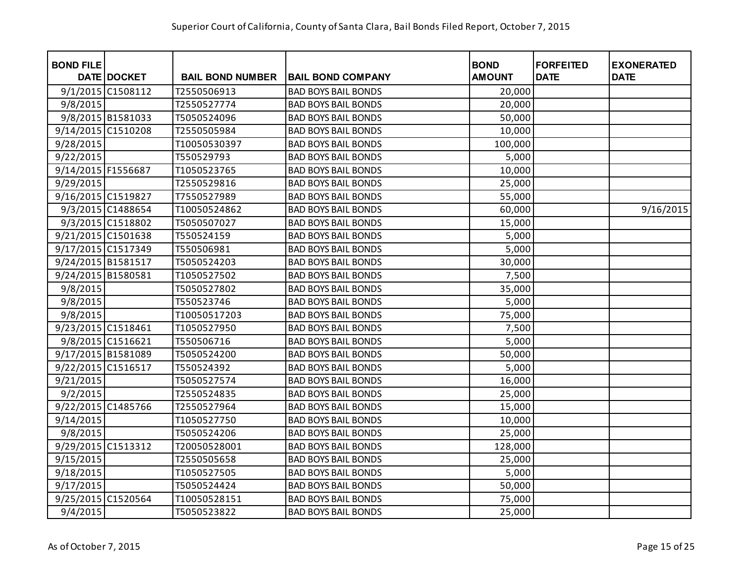Superior Court of California, County of Santa Clara, Bail Bonds Filed Report, October 7, 2015

| BOND FILE DATE | DOCKET | BAIL BOND NUMBER | BAIL BOND COMPANY | BOND AMOUNT | FORFEITED DATE | EXONERATED DATE |
|---|---|---|---|---|---|---|
| 9/1/2015 | C1508112 | T2550506913 | BAD BOYS BAIL BONDS | 20,000 | | |
| 9/8/2015 | | T2550527774 | BAD BOYS BAIL BONDS | 20,000 | | |
| 9/8/2015 | B1581033 | T5050524096 | BAD BOYS BAIL BONDS | 50,000 | | |
| 9/14/2015 | C1510208 | T2550505984 | BAD BOYS BAIL BONDS | 10,000 | | |
| 9/28/2015 | | T10050530397 | BAD BOYS BAIL BONDS | 100,000 | | |
| 9/22/2015 | | T550529793 | BAD BOYS BAIL BONDS | 5,000 | | |
| 9/14/2015 | F1556687 | T1050523765 | BAD BOYS BAIL BONDS | 10,000 | | |
| 9/29/2015 | | T2550529816 | BAD BOYS BAIL BONDS | 25,000 | | |
| 9/16/2015 | C1519827 | T7550527989 | BAD BOYS BAIL BONDS | 55,000 | | |
| 9/3/2015 | C1488654 | T10050524862 | BAD BOYS BAIL BONDS | 60,000 | | 9/16/2015 |
| 9/3/2015 | C1518802 | T5050507027 | BAD BOYS BAIL BONDS | 15,000 | | |
| 9/21/2015 | C1501638 | T550524159 | BAD BOYS BAIL BONDS | 5,000 | | |
| 9/17/2015 | C1517349 | T550506981 | BAD BOYS BAIL BONDS | 5,000 | | |
| 9/24/2015 | B1581517 | T5050524203 | BAD BOYS BAIL BONDS | 30,000 | | |
| 9/24/2015 | B1580581 | T1050527502 | BAD BOYS BAIL BONDS | 7,500 | | |
| 9/8/2015 | | T5050527802 | BAD BOYS BAIL BONDS | 35,000 | | |
| 9/8/2015 | | T550523746 | BAD BOYS BAIL BONDS | 5,000 | | |
| 9/8/2015 | | T10050517203 | BAD BOYS BAIL BONDS | 75,000 | | |
| 9/23/2015 | C1518461 | T1050527950 | BAD BOYS BAIL BONDS | 7,500 | | |
| 9/8/2015 | C1516621 | T550506716 | BAD BOYS BAIL BONDS | 5,000 | | |
| 9/17/2015 | B1581089 | T5050524200 | BAD BOYS BAIL BONDS | 50,000 | | |
| 9/22/2015 | C1516517 | T550524392 | BAD BOYS BAIL BONDS | 5,000 | | |
| 9/21/2015 | | T5050527574 | BAD BOYS BAIL BONDS | 16,000 | | |
| 9/2/2015 | | T2550524835 | BAD BOYS BAIL BONDS | 25,000 | | |
| 9/22/2015 | C1485766 | T2550527964 | BAD BOYS BAIL BONDS | 15,000 | | |
| 9/14/2015 | | T1050527750 | BAD BOYS BAIL BONDS | 10,000 | | |
| 9/8/2015 | | T5050524206 | BAD BOYS BAIL BONDS | 25,000 | | |
| 9/29/2015 | C1513312 | T20050528001 | BAD BOYS BAIL BONDS | 128,000 | | |
| 9/15/2015 | | T2550505658 | BAD BOYS BAIL BONDS | 25,000 | | |
| 9/18/2015 | | T1050527505 | BAD BOYS BAIL BONDS | 5,000 | | |
| 9/17/2015 | | T5050524424 | BAD BOYS BAIL BONDS | 50,000 | | |
| 9/25/2015 | C1520564 | T10050528151 | BAD BOYS BAIL BONDS | 75,000 | | |
| 9/4/2015 | | T5050523822 | BAD BOYS BAIL BONDS | 25,000 | | |

As of October 7, 2015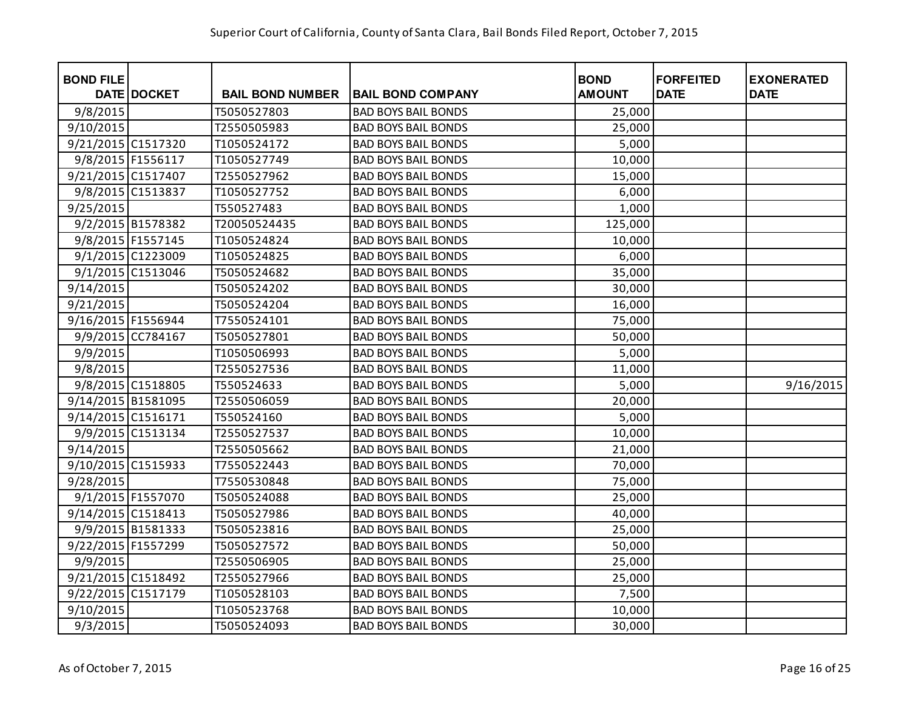Superior Court of California, County of Santa Clara, Bail Bonds Filed Report, October 7, 2015

| BOND FILE DATE | DOCKET | BAIL BOND NUMBER | BAIL BOND COMPANY | BOND AMOUNT | FORFEITED DATE | EXONERATED DATE |
|---|---|---|---|---|---|---|
| 9/8/2015 | | T5050527803 | BAD BOYS BAIL BONDS | 25,000 | | |
| 9/10/2015 | | T2550505983 | BAD BOYS BAIL BONDS | 25,000 | | |
| 9/21/2015 | C1517320 | T1050524172 | BAD BOYS BAIL BONDS | 5,000 | | |
| 9/8/2015 | F1556117 | T1050527749 | BAD BOYS BAIL BONDS | 10,000 | | |
| 9/21/2015 | C1517407 | T2550527962 | BAD BOYS BAIL BONDS | 15,000 | | |
| 9/8/2015 | C1513837 | T1050527752 | BAD BOYS BAIL BONDS | 6,000 | | |
| 9/25/2015 | | T550527483 | BAD BOYS BAIL BONDS | 1,000 | | |
| 9/2/2015 | B1578382 | T20050524435 | BAD BOYS BAIL BONDS | 125,000 | | |
| 9/8/2015 | F1557145 | T1050524824 | BAD BOYS BAIL BONDS | 10,000 | | |
| 9/1/2015 | C1223009 | T1050524825 | BAD BOYS BAIL BONDS | 6,000 | | |
| 9/1/2015 | C1513046 | T5050524682 | BAD BOYS BAIL BONDS | 35,000 | | |
| 9/14/2015 | | T5050524202 | BAD BOYS BAIL BONDS | 30,000 | | |
| 9/21/2015 | | T5050524204 | BAD BOYS BAIL BONDS | 16,000 | | |
| 9/16/2015 | F1556944 | T7550524101 | BAD BOYS BAIL BONDS | 75,000 | | |
| 9/9/2015 | CC784167 | T5050527801 | BAD BOYS BAIL BONDS | 50,000 | | |
| 9/9/2015 | | T1050506993 | BAD BOYS BAIL BONDS | 5,000 | | |
| 9/8/2015 | | T2550527536 | BAD BOYS BAIL BONDS | 11,000 | | |
| 9/8/2015 | C1518805 | T550524633 | BAD BOYS BAIL BONDS | 5,000 | | 9/16/2015 |
| 9/14/2015 | B1581095 | T2550506059 | BAD BOYS BAIL BONDS | 20,000 | | |
| 9/14/2015 | C1516171 | T550524160 | BAD BOYS BAIL BONDS | 5,000 | | |
| 9/9/2015 | C1513134 | T2550527537 | BAD BOYS BAIL BONDS | 10,000 | | |
| 9/14/2015 | | T2550505662 | BAD BOYS BAIL BONDS | 21,000 | | |
| 9/10/2015 | C1515933 | T7550522443 | BAD BOYS BAIL BONDS | 70,000 | | |
| 9/28/2015 | | T7550530848 | BAD BOYS BAIL BONDS | 75,000 | | |
| 9/1/2015 | F1557070 | T5050524088 | BAD BOYS BAIL BONDS | 25,000 | | |
| 9/14/2015 | C1518413 | T5050527986 | BAD BOYS BAIL BONDS | 40,000 | | |
| 9/9/2015 | B1581333 | T5050523816 | BAD BOYS BAIL BONDS | 25,000 | | |
| 9/22/2015 | F1557299 | T5050527572 | BAD BOYS BAIL BONDS | 50,000 | | |
| 9/9/2015 | | T2550506905 | BAD BOYS BAIL BONDS | 25,000 | | |
| 9/21/2015 | C1518492 | T2550527966 | BAD BOYS BAIL BONDS | 25,000 | | |
| 9/22/2015 | C1517179 | T1050528103 | BAD BOYS BAIL BONDS | 7,500 | | |
| 9/10/2015 | | T1050523768 | BAD BOYS BAIL BONDS | 10,000 | | |
| 9/3/2015 | | T5050524093 | BAD BOYS BAIL BONDS | 30,000 | | |

As of October 7, 2015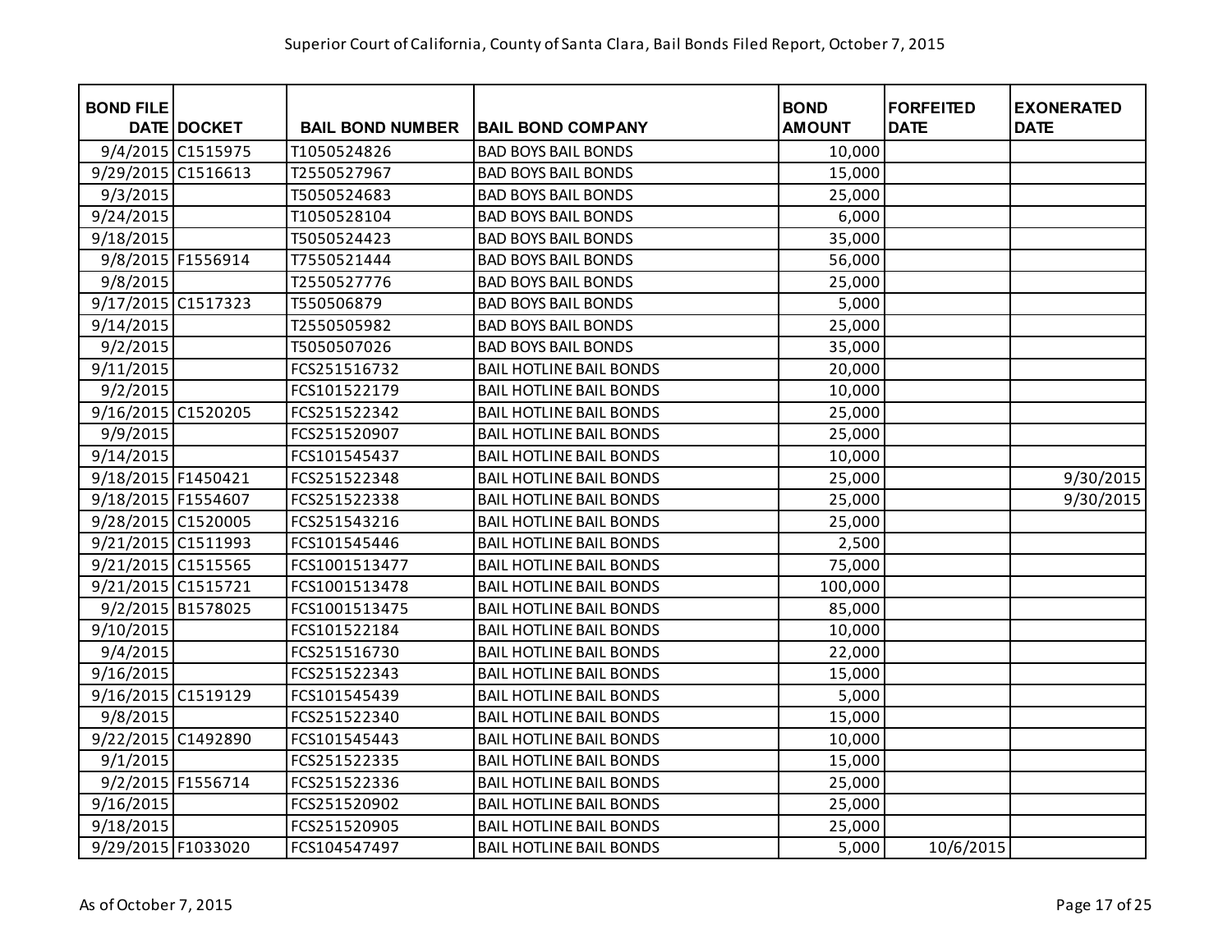Superior Court of California, County of Santa Clara, Bail Bonds Filed Report, October 7, 2015

| BOND FILE DATE | DOCKET | BAIL BOND NUMBER | BAIL BOND COMPANY | BOND AMOUNT | FORFEITED DATE | EXONERATED DATE |
|---|---|---|---|---|---|---|
| 9/4/2015 | C1515975 | T1050524826 | BAD BOYS BAIL BONDS | 10,000 | | |
| 9/29/2015 | C1516613 | T2550527967 | BAD BOYS BAIL BONDS | 15,000 | | |
| 9/3/2015 | | T5050524683 | BAD BOYS BAIL BONDS | 25,000 | | |
| 9/24/2015 | | T1050528104 | BAD BOYS BAIL BONDS | 6,000 | | |
| 9/18/2015 | | T5050524423 | BAD BOYS BAIL BONDS | 35,000 | | |
| 9/8/2015 | F1556914 | T7550521444 | BAD BOYS BAIL BONDS | 56,000 | | |
| 9/8/2015 | | T2550527776 | BAD BOYS BAIL BONDS | 25,000 | | |
| 9/17/2015 | C1517323 | T550506879 | BAD BOYS BAIL BONDS | 5,000 | | |
| 9/14/2015 | | T2550505982 | BAD BOYS BAIL BONDS | 25,000 | | |
| 9/2/2015 | | T5050507026 | BAD BOYS BAIL BONDS | 35,000 | | |
| 9/11/2015 | | FCS251516732 | BAIL HOTLINE BAIL BONDS | 20,000 | | |
| 9/2/2015 | | FCS101522179 | BAIL HOTLINE BAIL BONDS | 10,000 | | |
| 9/16/2015 | C1520205 | FCS251522342 | BAIL HOTLINE BAIL BONDS | 25,000 | | |
| 9/9/2015 | | FCS251520907 | BAIL HOTLINE BAIL BONDS | 25,000 | | |
| 9/14/2015 | | FCS101545437 | BAIL HOTLINE BAIL BONDS | 10,000 | | |
| 9/18/2015 | F1450421 | FCS251522348 | BAIL HOTLINE BAIL BONDS | 25,000 | | 9/30/2015 |
| 9/18/2015 | F1554607 | FCS251522338 | BAIL HOTLINE BAIL BONDS | 25,000 | | 9/30/2015 |
| 9/28/2015 | C1520005 | FCS251543216 | BAIL HOTLINE BAIL BONDS | 25,000 | | |
| 9/21/2015 | C1511993 | FCS101545446 | BAIL HOTLINE BAIL BONDS | 2,500 | | |
| 9/21/2015 | C1515565 | FCS1001513477 | BAIL HOTLINE BAIL BONDS | 75,000 | | |
| 9/21/2015 | C1515721 | FCS1001513478 | BAIL HOTLINE BAIL BONDS | 100,000 | | |
| 9/2/2015 | B1578025 | FCS1001513475 | BAIL HOTLINE BAIL BONDS | 85,000 | | |
| 9/10/2015 | | FCS101522184 | BAIL HOTLINE BAIL BONDS | 10,000 | | |
| 9/4/2015 | | FCS251516730 | BAIL HOTLINE BAIL BONDS | 22,000 | | |
| 9/16/2015 | | FCS251522343 | BAIL HOTLINE BAIL BONDS | 15,000 | | |
| 9/16/2015 | C1519129 | FCS101545439 | BAIL HOTLINE BAIL BONDS | 5,000 | | |
| 9/8/2015 | | FCS251522340 | BAIL HOTLINE BAIL BONDS | 15,000 | | |
| 9/22/2015 | C1492890 | FCS101545443 | BAIL HOTLINE BAIL BONDS | 10,000 | | |
| 9/1/2015 | | FCS251522335 | BAIL HOTLINE BAIL BONDS | 15,000 | | |
| 9/2/2015 | F1556714 | FCS251522336 | BAIL HOTLINE BAIL BONDS | 25,000 | | |
| 9/16/2015 | | FCS251520902 | BAIL HOTLINE BAIL BONDS | 25,000 | | |
| 9/18/2015 | | FCS251520905 | BAIL HOTLINE BAIL BONDS | 25,000 | | |
| 9/29/2015 | F1033020 | FCS104547497 | BAIL HOTLINE BAIL BONDS | 5,000 | 10/6/2015 | |

As of October 7, 2015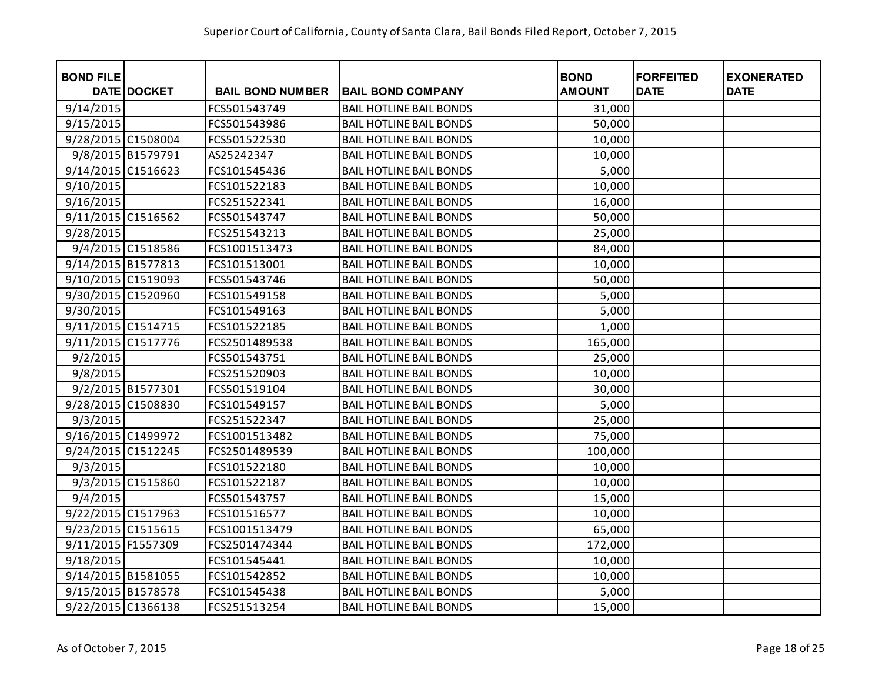Superior Court of California, County of Santa Clara, Bail Bonds Filed Report, October 7, 2015

| BOND FILE DATE | DOCKET | BAIL BOND NUMBER | BAIL BOND COMPANY | BOND AMOUNT | FORFEITED DATE | EXONERATED DATE |
|---|---|---|---|---|---|---|
| 9/14/2015 | | FCS501543749 | BAIL HOTLINE BAIL BONDS | 31,000 | | |
| 9/15/2015 | | FCS501543986 | BAIL HOTLINE BAIL BONDS | 50,000 | | |
| 9/28/2015 | C1508004 | FCS501522530 | BAIL HOTLINE BAIL BONDS | 10,000 | | |
| 9/8/2015 | B1579791 | AS25242347 | BAIL HOTLINE BAIL BONDS | 10,000 | | |
| 9/14/2015 | C1516623 | FCS101545436 | BAIL HOTLINE BAIL BONDS | 5,000 | | |
| 9/10/2015 | | FCS101522183 | BAIL HOTLINE BAIL BONDS | 10,000 | | |
| 9/16/2015 | | FCS251522341 | BAIL HOTLINE BAIL BONDS | 16,000 | | |
| 9/11/2015 | C1516562 | FCS501543747 | BAIL HOTLINE BAIL BONDS | 50,000 | | |
| 9/28/2015 | | FCS251543213 | BAIL HOTLINE BAIL BONDS | 25,000 | | |
| 9/4/2015 | C1518586 | FCS1001513473 | BAIL HOTLINE BAIL BONDS | 84,000 | | |
| 9/14/2015 | B1577813 | FCS101513001 | BAIL HOTLINE BAIL BONDS | 10,000 | | |
| 9/10/2015 | C1519093 | FCS501543746 | BAIL HOTLINE BAIL BONDS | 50,000 | | |
| 9/30/2015 | C1520960 | FCS101549158 | BAIL HOTLINE BAIL BONDS | 5,000 | | |
| 9/30/2015 | | FCS101549163 | BAIL HOTLINE BAIL BONDS | 5,000 | | |
| 9/11/2015 | C1514715 | FCS101522185 | BAIL HOTLINE BAIL BONDS | 1,000 | | |
| 9/11/2015 | C1517776 | FCS2501489538 | BAIL HOTLINE BAIL BONDS | 165,000 | | |
| 9/2/2015 | | FCS501543751 | BAIL HOTLINE BAIL BONDS | 25,000 | | |
| 9/8/2015 | | FCS251520903 | BAIL HOTLINE BAIL BONDS | 10,000 | | |
| 9/2/2015 | B1577301 | FCS501519104 | BAIL HOTLINE BAIL BONDS | 30,000 | | |
| 9/28/2015 | C1508830 | FCS101549157 | BAIL HOTLINE BAIL BONDS | 5,000 | | |
| 9/3/2015 | | FCS251522347 | BAIL HOTLINE BAIL BONDS | 25,000 | | |
| 9/16/2015 | C1499972 | FCS1001513482 | BAIL HOTLINE BAIL BONDS | 75,000 | | |
| 9/24/2015 | C1512245 | FCS2501489539 | BAIL HOTLINE BAIL BONDS | 100,000 | | |
| 9/3/2015 | | FCS101522180 | BAIL HOTLINE BAIL BONDS | 10,000 | | |
| 9/3/2015 | C1515860 | FCS101522187 | BAIL HOTLINE BAIL BONDS | 10,000 | | |
| 9/4/2015 | | FCS501543757 | BAIL HOTLINE BAIL BONDS | 15,000 | | |
| 9/22/2015 | C1517963 | FCS101516577 | BAIL HOTLINE BAIL BONDS | 10,000 | | |
| 9/23/2015 | C1515615 | FCS1001513479 | BAIL HOTLINE BAIL BONDS | 65,000 | | |
| 9/11/2015 | F1557309 | FCS2501474344 | BAIL HOTLINE BAIL BONDS | 172,000 | | |
| 9/18/2015 | | FCS101545441 | BAIL HOTLINE BAIL BONDS | 10,000 | | |
| 9/14/2015 | B1581055 | FCS101542852 | BAIL HOTLINE BAIL BONDS | 10,000 | | |
| 9/15/2015 | B1578578 | FCS101545438 | BAIL HOTLINE BAIL BONDS | 5,000 | | |
| 9/22/2015 | C1366138 | FCS251513254 | BAIL HOTLINE BAIL BONDS | 15,000 | | |

As of October 7, 2015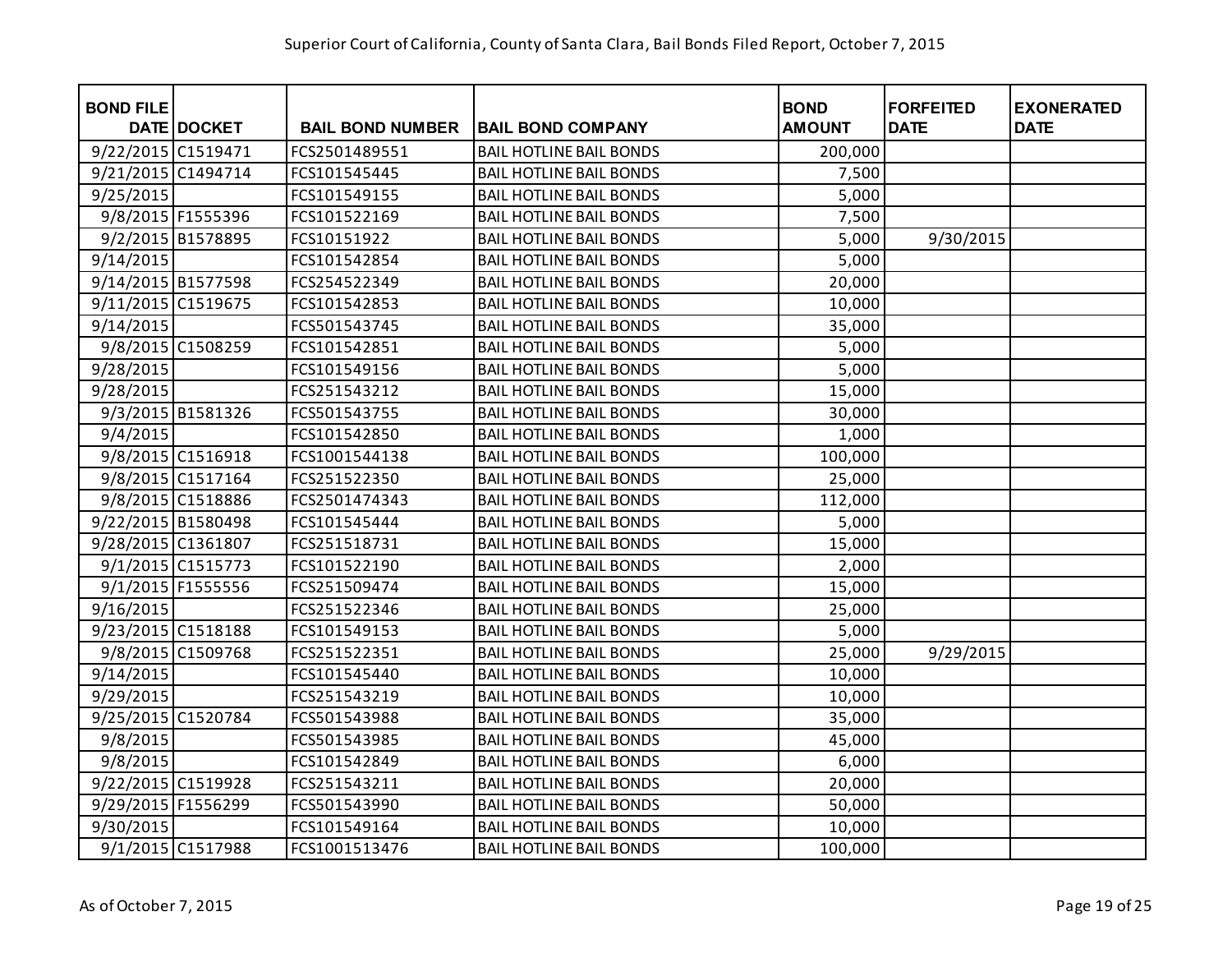Superior Court of California, County of Santa Clara, Bail Bonds Filed Report, October 7, 2015

| BOND FILE DATE | DOCKET | BAIL BOND NUMBER | BAIL BOND COMPANY | BOND AMOUNT | FORFEITED DATE | EXONERATED DATE |
|---|---|---|---|---|---|---|
| 9/22/2015 | C1519471 | FCS2501489551 | BAIL HOTLINE BAIL BONDS | 200,000 | | |
| 9/21/2015 | C1494714 | FCS101545445 | BAIL HOTLINE BAIL BONDS | 7,500 | | |
| 9/25/2015 | | FCS101549155 | BAIL HOTLINE BAIL BONDS | 5,000 | | |
| 9/8/2015 | F1555396 | FCS101522169 | BAIL HOTLINE BAIL BONDS | 7,500 | | |
| 9/2/2015 | B1578895 | FCS10151922 | BAIL HOTLINE BAIL BONDS | 5,000 | 9/30/2015 | |
| 9/14/2015 | | FCS101542854 | BAIL HOTLINE BAIL BONDS | 5,000 | | |
| 9/14/2015 | B1577598 | FCS254522349 | BAIL HOTLINE BAIL BONDS | 20,000 | | |
| 9/11/2015 | C1519675 | FCS101542853 | BAIL HOTLINE BAIL BONDS | 10,000 | | |
| 9/14/2015 | | FCS501543745 | BAIL HOTLINE BAIL BONDS | 35,000 | | |
| 9/8/2015 | C1508259 | FCS101542851 | BAIL HOTLINE BAIL BONDS | 5,000 | | |
| 9/28/2015 | | FCS101549156 | BAIL HOTLINE BAIL BONDS | 5,000 | | |
| 9/28/2015 | | FCS251543212 | BAIL HOTLINE BAIL BONDS | 15,000 | | |
| 9/3/2015 | B1581326 | FCS501543755 | BAIL HOTLINE BAIL BONDS | 30,000 | | |
| 9/4/2015 | | FCS101542850 | BAIL HOTLINE BAIL BONDS | 1,000 | | |
| 9/8/2015 | C1516918 | FCS1001544138 | BAIL HOTLINE BAIL BONDS | 100,000 | | |
| 9/8/2015 | C1517164 | FCS251522350 | BAIL HOTLINE BAIL BONDS | 25,000 | | |
| 9/8/2015 | C1518886 | FCS2501474343 | BAIL HOTLINE BAIL BONDS | 112,000 | | |
| 9/22/2015 | B1580498 | FCS101545444 | BAIL HOTLINE BAIL BONDS | 5,000 | | |
| 9/28/2015 | C1361807 | FCS251518731 | BAIL HOTLINE BAIL BONDS | 15,000 | | |
| 9/1/2015 | C1515773 | FCS101522190 | BAIL HOTLINE BAIL BONDS | 2,000 | | |
| 9/1/2015 | F1555556 | FCS251509474 | BAIL HOTLINE BAIL BONDS | 15,000 | | |
| 9/16/2015 | | FCS251522346 | BAIL HOTLINE BAIL BONDS | 25,000 | | |
| 9/23/2015 | C1518188 | FCS101549153 | BAIL HOTLINE BAIL BONDS | 5,000 | | |
| 9/8/2015 | C1509768 | FCS251522351 | BAIL HOTLINE BAIL BONDS | 25,000 | 9/29/2015 | |
| 9/14/2015 | | FCS101545440 | BAIL HOTLINE BAIL BONDS | 10,000 | | |
| 9/29/2015 | | FCS251543219 | BAIL HOTLINE BAIL BONDS | 10,000 | | |
| 9/25/2015 | C1520784 | FCS501543988 | BAIL HOTLINE BAIL BONDS | 35,000 | | |
| 9/8/2015 | | FCS501543985 | BAIL HOTLINE BAIL BONDS | 45,000 | | |
| 9/8/2015 | | FCS101542849 | BAIL HOTLINE BAIL BONDS | 6,000 | | |
| 9/22/2015 | C1519928 | FCS251543211 | BAIL HOTLINE BAIL BONDS | 20,000 | | |
| 9/29/2015 | F1556299 | FCS501543990 | BAIL HOTLINE BAIL BONDS | 50,000 | | |
| 9/30/2015 | | FCS101549164 | BAIL HOTLINE BAIL BONDS | 10,000 | | |
| 9/1/2015 | C1517988 | FCS1001513476 | BAIL HOTLINE BAIL BONDS | 100,000 | | |

As of October 7, 2015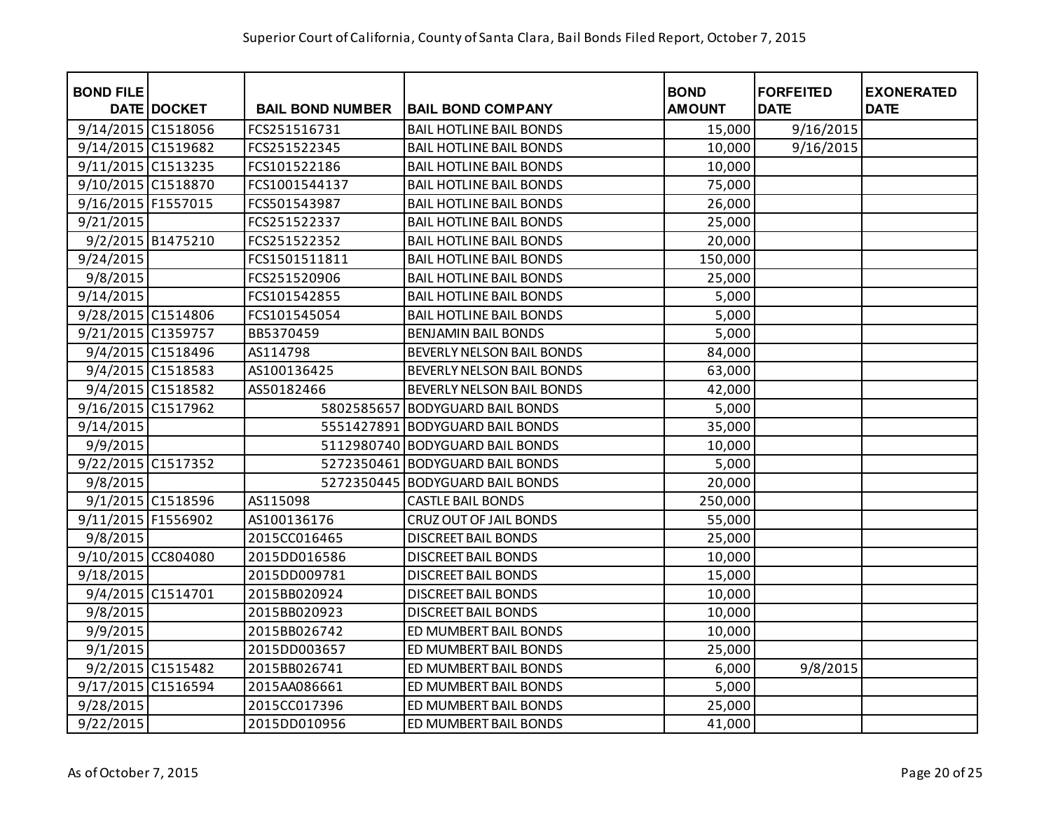| BOND FILE DATE | DOCKET | BAIL BOND NUMBER | BAIL BOND COMPANY | BOND AMOUNT | FORFEITED DATE | EXONERATED DATE |
|---|---|---|---|---|---|---|
| 9/14/2015 | C1518056 | FCS251516731 | BAIL HOTLINE BAIL BONDS | 15,000 | 9/16/2015 | |
| 9/14/2015 | C1519682 | FCS251522345 | BAIL HOTLINE BAIL BONDS | 10,000 | 9/16/2015 | |
| 9/11/2015 | C1513235 | FCS101522186 | BAIL HOTLINE BAIL BONDS | 10,000 | | |
| 9/10/2015 | C1518870 | FCS1001544137 | BAIL HOTLINE BAIL BONDS | 75,000 | | |
| 9/16/2015 | F1557015 | FCS501543987 | BAIL HOTLINE BAIL BONDS | 26,000 | | |
| 9/21/2015 | | FCS251522337 | BAIL HOTLINE BAIL BONDS | 25,000 | | |
| 9/2/2015 | B1475210 | FCS251522352 | BAIL HOTLINE BAIL BONDS | 20,000 | | |
| 9/24/2015 | | FCS1501511811 | BAIL HOTLINE BAIL BONDS | 150,000 | | |
| 9/8/2015 | | FCS251520906 | BAIL HOTLINE BAIL BONDS | 25,000 | | |
| 9/14/2015 | | FCS101542855 | BAIL HOTLINE BAIL BONDS | 5,000 | | |
| 9/28/2015 | C1514806 | FCS101545054 | BAIL HOTLINE BAIL BONDS | 5,000 | | |
| 9/21/2015 | C1359757 | BB5370459 | BENJAMIN BAIL BONDS | 5,000 | | |
| 9/4/2015 | C1518496 | AS114798 | BEVERLY NELSON BAIL BONDS | 84,000 | | |
| 9/4/2015 | C1518583 | AS100136425 | BEVERLY NELSON BAIL BONDS | 63,000 | | |
| 9/4/2015 | C1518582 | AS50182466 | BEVERLY NELSON BAIL BONDS | 42,000 | | |
| 9/16/2015 | C1517962 | 5802585657 | BODYGUARD BAIL BONDS | 5,000 | | |
| 9/14/2015 | | 5551427891 | BODYGUARD BAIL BONDS | 35,000 | | |
| 9/9/2015 | | 5112980740 | BODYGUARD BAIL BONDS | 10,000 | | |
| 9/22/2015 | C1517352 | 5272350461 | BODYGUARD BAIL BONDS | 5,000 | | |
| 9/8/2015 | | 5272350445 | BODYGUARD BAIL BONDS | 20,000 | | |
| 9/1/2015 | C1518596 | AS115098 | CASTLE BAIL BONDS | 250,000 | | |
| 9/11/2015 | F1556902 | AS100136176 | CRUZ OUT OF JAIL BONDS | 55,000 | | |
| 9/8/2015 | | 2015CC016465 | DISCREET BAIL BONDS | 25,000 | | |
| 9/10/2015 | CC804080 | 2015DD016586 | DISCREET BAIL BONDS | 10,000 | | |
| 9/18/2015 | | 2015DD009781 | DISCREET BAIL BONDS | 15,000 | | |
| 9/4/2015 | C1514701 | 2015BB020924 | DISCREET BAIL BONDS | 10,000 | | |
| 9/8/2015 | | 2015BB020923 | DISCREET BAIL BONDS | 10,000 | | |
| 9/9/2015 | | 2015BB026742 | ED MUMBERT BAIL BONDS | 10,000 | | |
| 9/1/2015 | | 2015DD003657 | ED MUMBERT BAIL BONDS | 25,000 | | |
| 9/2/2015 | C1515482 | 2015BB026741 | ED MUMBERT BAIL BONDS | 6,000 | 9/8/2015 | |
| 9/17/2015 | C1516594 | 2015AA086661 | ED MUMBERT BAIL BONDS | 5,000 | | |
| 9/28/2015 | | 2015CC017396 | ED MUMBERT BAIL BONDS | 25,000 | | |
| 9/22/2015 | | 2015DD010956 | ED MUMBERT BAIL BONDS | 41,000 | | |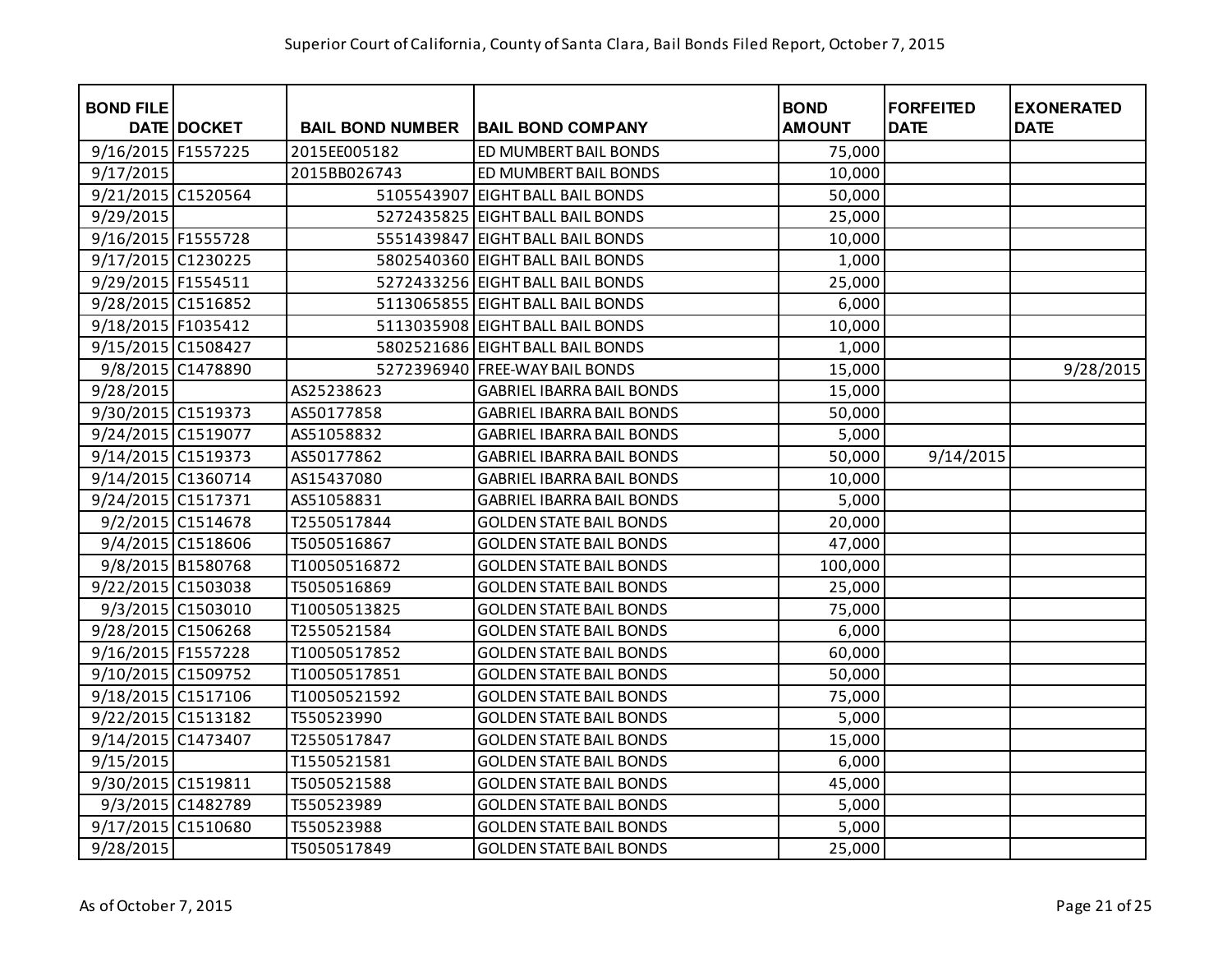Superior Court of California, County of Santa Clara, Bail Bonds Filed Report, October 7, 2015

| BOND FILE DATE | DOCKET | BAIL BOND NUMBER | BAIL BOND COMPANY | BOND AMOUNT | FORFEITED DATE | EXONERATED DATE |
|---|---|---|---|---|---|---|
| 9/16/2015 | F1557225 | 2015EE005182 | ED MUMBERT BAIL BONDS | 75,000 | | |
| 9/17/2015 | | 2015BB026743 | ED MUMBERT BAIL BONDS | 10,000 | | |
| 9/21/2015 | C1520564 | 5105543907 | EIGHT BALL BAIL BONDS | 50,000 | | |
| 9/29/2015 | | 5272435825 | EIGHT BALL BAIL BONDS | 25,000 | | |
| 9/16/2015 | F1555728 | 5551439847 | EIGHT BALL BAIL BONDS | 10,000 | | |
| 9/17/2015 | C1230225 | 5802540360 | EIGHT BALL BAIL BONDS | 1,000 | | |
| 9/29/2015 | F1554511 | 5272433256 | EIGHT BALL BAIL BONDS | 25,000 | | |
| 9/28/2015 | C1516852 | 5113065855 | EIGHT BALL BAIL BONDS | 6,000 | | |
| 9/18/2015 | F1035412 | 5113035908 | EIGHT BALL BAIL BONDS | 10,000 | | |
| 9/15/2015 | C1508427 | 5802521686 | EIGHT BALL BAIL BONDS | 1,000 | | |
| 9/8/2015 | C1478890 | 5272396940 | FREE-WAY BAIL BONDS | 15,000 | | 9/28/2015 |
| 9/28/2015 | | AS25238623 | GABRIEL IBARRA BAIL BONDS | 15,000 | | |
| 9/30/2015 | C1519373 | AS50177858 | GABRIEL IBARRA BAIL BONDS | 50,000 | | |
| 9/24/2015 | C1519077 | AS51058832 | GABRIEL IBARRA BAIL BONDS | 5,000 | | |
| 9/14/2015 | C1519373 | AS50177862 | GABRIEL IBARRA BAIL BONDS | 50,000 | 9/14/2015 | |
| 9/14/2015 | C1360714 | AS15437080 | GABRIEL IBARRA BAIL BONDS | 10,000 | | |
| 9/24/2015 | C1517371 | AS51058831 | GABRIEL IBARRA BAIL BONDS | 5,000 | | |
| 9/2/2015 | C1514678 | T2550517844 | GOLDEN STATE BAIL BONDS | 20,000 | | |
| 9/4/2015 | C1518606 | T5050516867 | GOLDEN STATE BAIL BONDS | 47,000 | | |
| 9/8/2015 | B1580768 | T10050516872 | GOLDEN STATE BAIL BONDS | 100,000 | | |
| 9/22/2015 | C1503038 | T5050516869 | GOLDEN STATE BAIL BONDS | 25,000 | | |
| 9/3/2015 | C1503010 | T10050513825 | GOLDEN STATE BAIL BONDS | 75,000 | | |
| 9/28/2015 | C1506268 | T2550521584 | GOLDEN STATE BAIL BONDS | 6,000 | | |
| 9/16/2015 | F1557228 | T10050517852 | GOLDEN STATE BAIL BONDS | 60,000 | | |
| 9/10/2015 | C1509752 | T10050517851 | GOLDEN STATE BAIL BONDS | 50,000 | | |
| 9/18/2015 | C1517106 | T10050521592 | GOLDEN STATE BAIL BONDS | 75,000 | | |
| 9/22/2015 | C1513182 | T550523990 | GOLDEN STATE BAIL BONDS | 5,000 | | |
| 9/14/2015 | C1473407 | T2550517847 | GOLDEN STATE BAIL BONDS | 15,000 | | |
| 9/15/2015 | | T1550521581 | GOLDEN STATE BAIL BONDS | 6,000 | | |
| 9/30/2015 | C1519811 | T5050521588 | GOLDEN STATE BAIL BONDS | 45,000 | | |
| 9/3/2015 | C1482789 | T550523989 | GOLDEN STATE BAIL BONDS | 5,000 | | |
| 9/17/2015 | C1510680 | T550523988 | GOLDEN STATE BAIL BONDS | 5,000 | | |
| 9/28/2015 | | T5050517849 | GOLDEN STATE BAIL BONDS | 25,000 | | |

As of October 7, 2015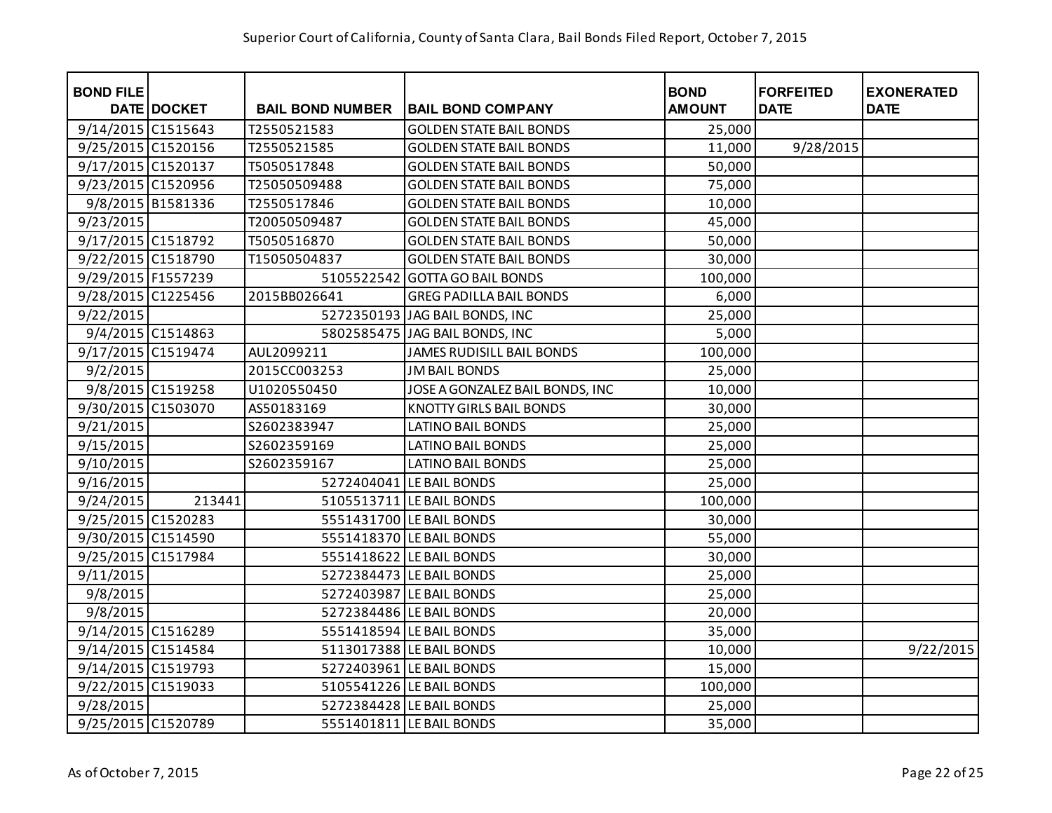Superior Court of California, County of Santa Clara, Bail Bonds Filed Report, October 7, 2015

| BOND FILE DATE | DOCKET | BAIL BOND NUMBER | BAIL BOND COMPANY | BOND AMOUNT | FORFEITED DATE | EXONERATED DATE |
|---|---|---|---|---|---|---|
| 9/14/2015 | C1515643 | T2550521583 | GOLDEN STATE BAIL BONDS | 25,000 | | |
| 9/25/2015 | C1520156 | T2550521585 | GOLDEN STATE BAIL BONDS | 11,000 | 9/28/2015 | |
| 9/17/2015 | C1520137 | T5050517848 | GOLDEN STATE BAIL BONDS | 50,000 | | |
| 9/23/2015 | C1520956 | T25050509488 | GOLDEN STATE BAIL BONDS | 75,000 | | |
| 9/8/2015 | B1581336 | T2550517846 | GOLDEN STATE BAIL BONDS | 10,000 | | |
| 9/23/2015 | | T20050509487 | GOLDEN STATE BAIL BONDS | 45,000 | | |
| 9/17/2015 | C1518792 | T5050516870 | GOLDEN STATE BAIL BONDS | 50,000 | | |
| 9/22/2015 | C1518790 | T15050504837 | GOLDEN STATE BAIL BONDS | 30,000 | | |
| 9/29/2015 | F1557239 | 5105522542 | GOTTA GO BAIL BONDS | 100,000 | | |
| 9/28/2015 | C1225456 | 2015BB026641 | GREG PADILLA BAIL BONDS | 6,000 | | |
| 9/22/2015 | | 5272350193 | JAG BAIL BONDS, INC | 25,000 | | |
| 9/4/2015 | C1514863 | 5802585475 | JAG BAIL BONDS, INC | 5,000 | | |
| 9/17/2015 | C1519474 | AUL2099211 | JAMES RUDISILL BAIL BONDS | 100,000 | | |
| 9/2/2015 | | 2015CC003253 | JM BAIL BONDS | 25,000 | | |
| 9/8/2015 | C1519258 | U1020550450 | JOSE A GONZALEZ BAIL BONDS, INC | 10,000 | | |
| 9/30/2015 | C1503070 | AS50183169 | KNOTTY GIRLS BAIL BONDS | 30,000 | | |
| 9/21/2015 | | S2602383947 | LATINO BAIL BONDS | 25,000 | | |
| 9/15/2015 | | S2602359169 | LATINO BAIL BONDS | 25,000 | | |
| 9/10/2015 | | S2602359167 | LATINO BAIL BONDS | 25,000 | | |
| 9/16/2015 | | 5272404041 | LE BAIL BONDS | 25,000 | | |
| 9/24/2015 | 213441 | 5105513711 | LE BAIL BONDS | 100,000 | | |
| 9/25/2015 | C1520283 | 5551431700 | LE BAIL BONDS | 30,000 | | |
| 9/30/2015 | C1514590 | 5551418370 | LE BAIL BONDS | 55,000 | | |
| 9/25/2015 | C1517984 | 5551418622 | LE BAIL BONDS | 30,000 | | |
| 9/11/2015 | | 5272384473 | LE BAIL BONDS | 25,000 | | |
| 9/8/2015 | | 5272403987 | LE BAIL BONDS | 25,000 | | |
| 9/8/2015 | | 5272384486 | LE BAIL BONDS | 20,000 | | |
| 9/14/2015 | C1516289 | 5551418594 | LE BAIL BONDS | 35,000 | | |
| 9/14/2015 | C1514584 | 5113017388 | LE BAIL BONDS | 10,000 | | 9/22/2015 |
| 9/14/2015 | C1519793 | 5272403961 | LE BAIL BONDS | 15,000 | | |
| 9/22/2015 | C1519033 | 5105541226 | LE BAIL BONDS | 100,000 | | |
| 9/28/2015 | | 5272384428 | LE BAIL BONDS | 25,000 | | |
| 9/25/2015 | C1520789 | 5551401811 | LE BAIL BONDS | 35,000 | | |

As of October 7, 2015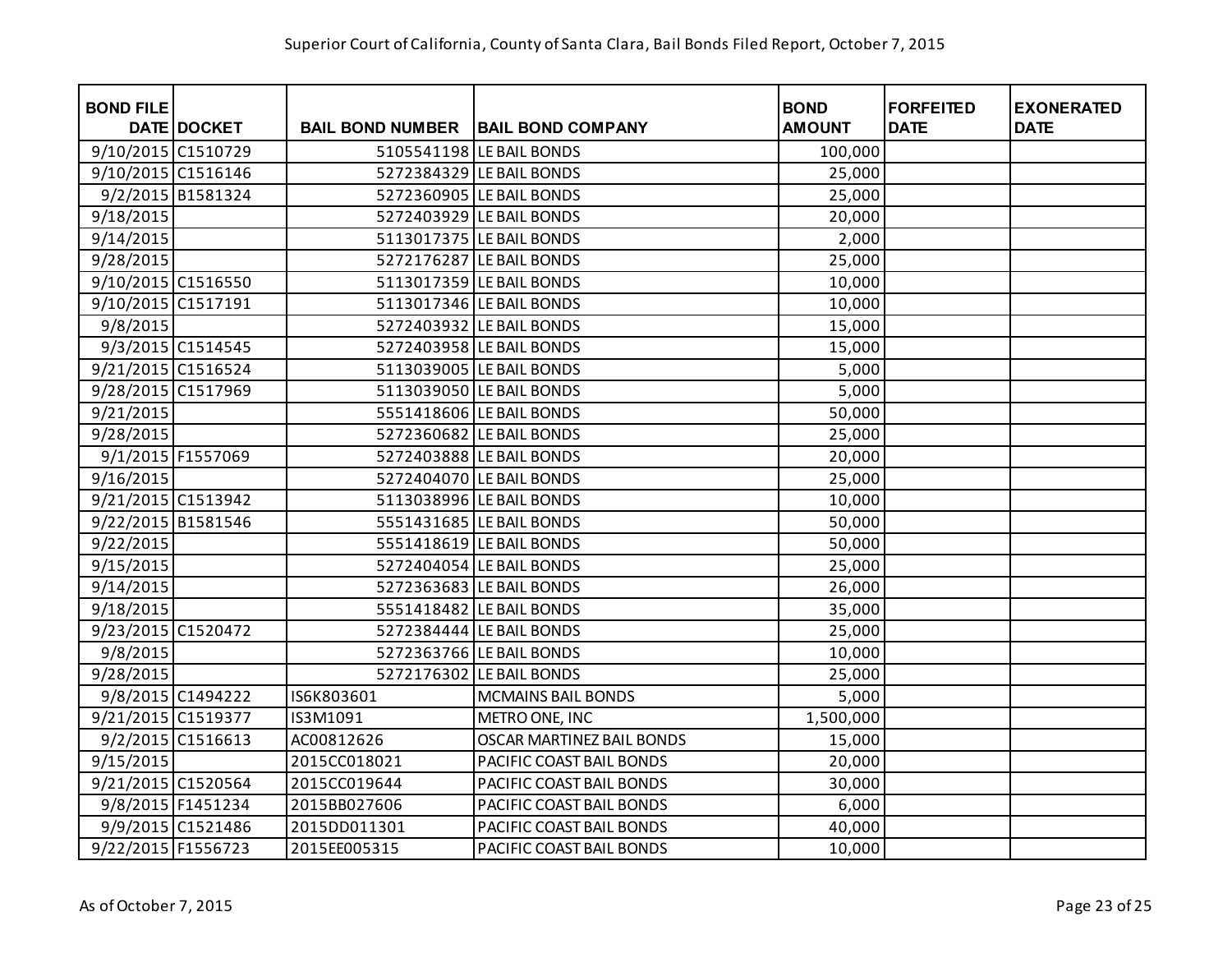Superior Court of California, County of Santa Clara, Bail Bonds Filed Report, October 7, 2015

| BOND FILE DATE | DOCKET | BAIL BOND NUMBER | BAIL BOND COMPANY | BOND AMOUNT | FORFEITED DATE | EXONERATED DATE |
|---|---|---|---|---|---|---|
| 9/10/2015 | C1510729 | 5105541198 | LE BAIL BONDS | 100,000 | | |
| 9/10/2015 | C1516146 | 5272384329 | LE BAIL BONDS | 25,000 | | |
| 9/2/2015 | B1581324 | 5272360905 | LE BAIL BONDS | 25,000 | | |
| 9/18/2015 | | 5272403929 | LE BAIL BONDS | 20,000 | | |
| 9/14/2015 | | 5113017375 | LE BAIL BONDS | 2,000 | | |
| 9/28/2015 | | 5272176287 | LE BAIL BONDS | 25,000 | | |
| 9/10/2015 | C1516550 | 5113017359 | LE BAIL BONDS | 10,000 | | |
| 9/10/2015 | C1517191 | 5113017346 | LE BAIL BONDS | 10,000 | | |
| 9/8/2015 | | 5272403932 | LE BAIL BONDS | 15,000 | | |
| 9/3/2015 | C1514545 | 5272403958 | LE BAIL BONDS | 15,000 | | |
| 9/21/2015 | C1516524 | 5113039005 | LE BAIL BONDS | 5,000 | | |
| 9/28/2015 | C1517969 | 5113039050 | LE BAIL BONDS | 5,000 | | |
| 9/21/2015 | | 5551418606 | LE BAIL BONDS | 50,000 | | |
| 9/28/2015 | | 5272360682 | LE BAIL BONDS | 25,000 | | |
| 9/1/2015 | F1557069 | 5272403888 | LE BAIL BONDS | 20,000 | | |
| 9/16/2015 | | 5272404070 | LE BAIL BONDS | 25,000 | | |
| 9/21/2015 | C1513942 | 5113038996 | LE BAIL BONDS | 10,000 | | |
| 9/22/2015 | B1581546 | 5551431685 | LE BAIL BONDS | 50,000 | | |
| 9/22/2015 | | 5551418619 | LE BAIL BONDS | 50,000 | | |
| 9/15/2015 | | 5272404054 | LE BAIL BONDS | 25,000 | | |
| 9/14/2015 | | 5272363683 | LE BAIL BONDS | 26,000 | | |
| 9/18/2015 | | 5551418482 | LE BAIL BONDS | 35,000 | | |
| 9/23/2015 | C1520472 | 5272384444 | LE BAIL BONDS | 25,000 | | |
| 9/8/2015 | | 5272363766 | LE BAIL BONDS | 10,000 | | |
| 9/28/2015 | | 5272176302 | LE BAIL BONDS | 25,000 | | |
| 9/8/2015 | C1494222 | IS6K803601 | MCMAINS BAIL BONDS | 5,000 | | |
| 9/21/2015 | C1519377 | IS3M1091 | METRO ONE, INC | 1,500,000 | | |
| 9/2/2015 | C1516613 | AC00812626 | OSCAR MARTINEZ BAIL BONDS | 15,000 | | |
| 9/15/2015 | | 2015CC018021 | PACIFIC COAST BAIL BONDS | 20,000 | | |
| 9/21/2015 | C1520564 | 2015CC019644 | PACIFIC COAST BAIL BONDS | 30,000 | | |
| 9/8/2015 | F1451234 | 2015BB027606 | PACIFIC COAST BAIL BONDS | 6,000 | | |
| 9/9/2015 | C1521486 | 2015DD011301 | PACIFIC COAST BAIL BONDS | 40,000 | | |
| 9/22/2015 | F1556723 | 2015EE005315 | PACIFIC COAST BAIL BONDS | 10,000 | | |

As of October 7, 2015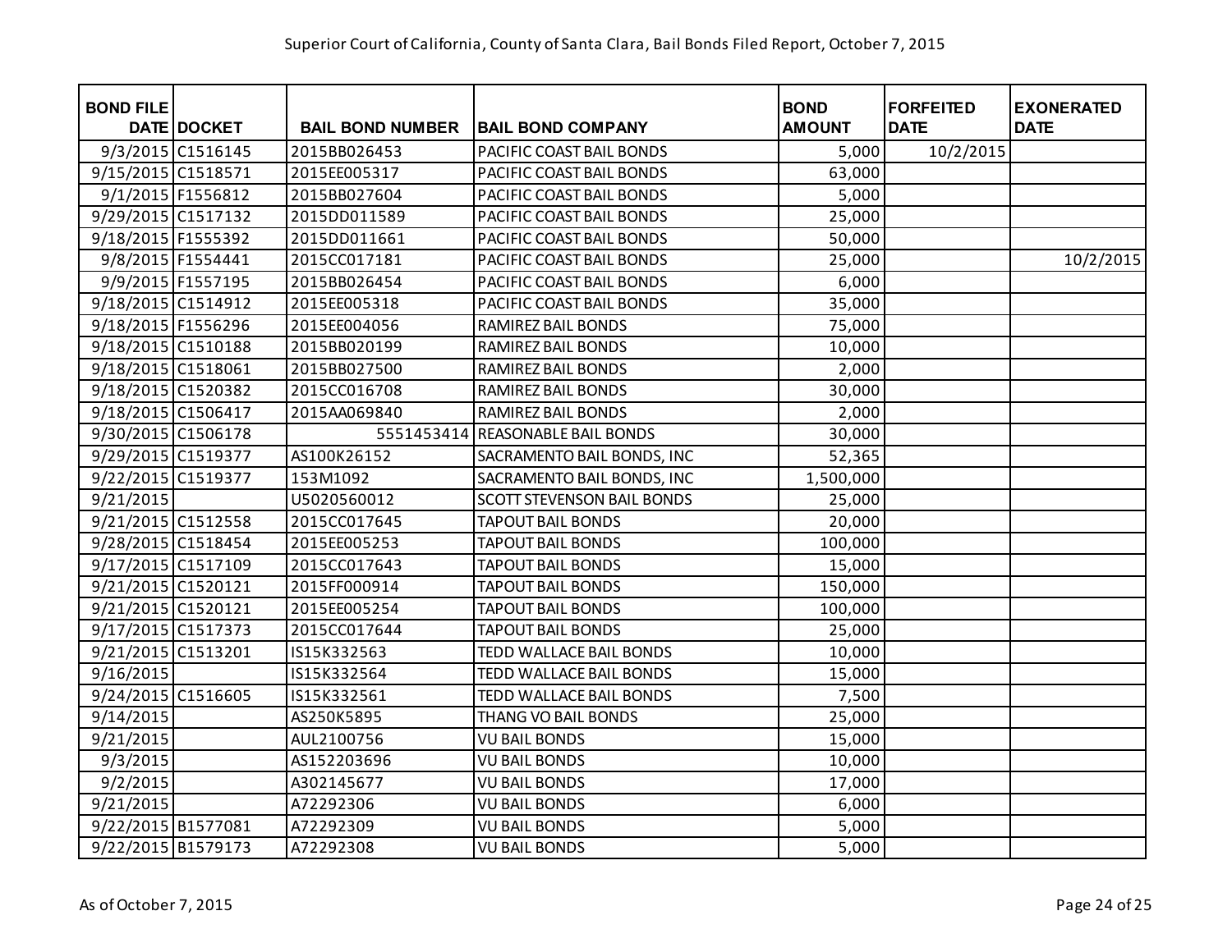Superior Court of California, County of Santa Clara, Bail Bonds Filed Report, October 7, 2015

| BOND FILE DATE | DOCKET | BAIL BOND NUMBER | BAIL BOND COMPANY | BOND AMOUNT | FORFEITED DATE | EXONERATED DATE |
|---|---|---|---|---|---|---|
| 9/3/2015 | C1516145 | 2015BB026453 | PACIFIC COAST BAIL BONDS | 5,000 | 10/2/2015 | |
| 9/15/2015 | C1518571 | 2015EE005317 | PACIFIC COAST BAIL BONDS | 63,000 | | |
| 9/1/2015 | F1556812 | 2015BB027604 | PACIFIC COAST BAIL BONDS | 5,000 | | |
| 9/29/2015 | C1517132 | 2015DD011589 | PACIFIC COAST BAIL BONDS | 25,000 | | |
| 9/18/2015 | F1555392 | 2015DD011661 | PACIFIC COAST BAIL BONDS | 50,000 | | |
| 9/8/2015 | F1554441 | 2015CC017181 | PACIFIC COAST BAIL BONDS | 25,000 | | 10/2/2015 |
| 9/9/2015 | F1557195 | 2015BB026454 | PACIFIC COAST BAIL BONDS | 6,000 | | |
| 9/18/2015 | C1514912 | 2015EE005318 | PACIFIC COAST BAIL BONDS | 35,000 | | |
| 9/18/2015 | F1556296 | 2015EE004056 | RAMIREZ BAIL BONDS | 75,000 | | |
| 9/18/2015 | C1510188 | 2015BB020199 | RAMIREZ BAIL BONDS | 10,000 | | |
| 9/18/2015 | C1518061 | 2015BB027500 | RAMIREZ BAIL BONDS | 2,000 | | |
| 9/18/2015 | C1520382 | 2015CC016708 | RAMIREZ BAIL BONDS | 30,000 | | |
| 9/18/2015 | C1506417 | 2015AA069840 | RAMIREZ BAIL BONDS | 2,000 | | |
| 9/30/2015 | C1506178 | 5551453414 | REASONABLE BAIL BONDS | 30,000 | | |
| 9/29/2015 | C1519377 | AS100K26152 | SACRAMENTO BAIL BONDS, INC | 52,365 | | |
| 9/22/2015 | C1519377 | 153M1092 | SACRAMENTO BAIL BONDS, INC | 1,500,000 | | |
| 9/21/2015 | | U5020560012 | SCOTT STEVENSON BAIL BONDS | 25,000 | | |
| 9/21/2015 | C1512558 | 2015CC017645 | TAPOUT BAIL BONDS | 20,000 | | |
| 9/28/2015 | C1518454 | 2015EE005253 | TAPOUT BAIL BONDS | 100,000 | | |
| 9/17/2015 | C1517109 | 2015CC017643 | TAPOUT BAIL BONDS | 15,000 | | |
| 9/21/2015 | C1520121 | 2015FF000914 | TAPOUT BAIL BONDS | 150,000 | | |
| 9/21/2015 | C1520121 | 2015EE005254 | TAPOUT BAIL BONDS | 100,000 | | |
| 9/17/2015 | C1517373 | 2015CC017644 | TAPOUT BAIL BONDS | 25,000 | | |
| 9/21/2015 | C1513201 | IS15K332563 | TEDD WALLACE BAIL BONDS | 10,000 | | |
| 9/16/2015 | | IS15K332564 | TEDD WALLACE BAIL BONDS | 15,000 | | |
| 9/24/2015 | C1516605 | IS15K332561 | TEDD WALLACE BAIL BONDS | 7,500 | | |
| 9/14/2015 | | AS250K5895 | THANG VO BAIL BONDS | 25,000 | | |
| 9/21/2015 | | AUL2100756 | VU BAIL BONDS | 15,000 | | |
| 9/3/2015 | | AS152203696 | VU BAIL BONDS | 10,000 | | |
| 9/2/2015 | | A302145677 | VU BAIL BONDS | 17,000 | | |
| 9/21/2015 | | A72292306 | VU BAIL BONDS | 6,000 | | |
| 9/22/2015 | B1577081 | A72292309 | VU BAIL BONDS | 5,000 | | |
| 9/22/2015 | B1579173 | A72292308 | VU BAIL BONDS | 5,000 | | |

As of October 7, 2015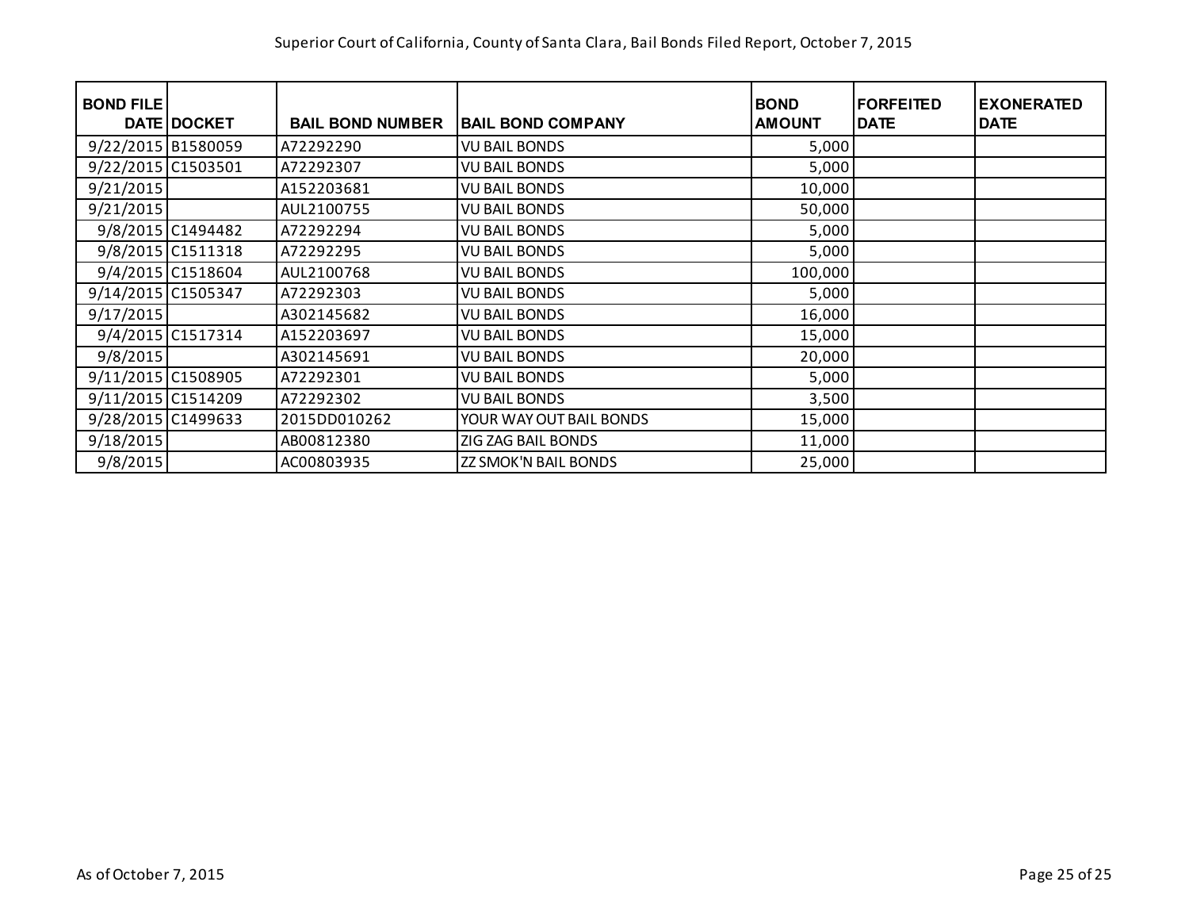| BOND FILE DATE | DOCKET | BAIL BOND NUMBER | BAIL BOND COMPANY | BOND AMOUNT | FORFEITED DATE | EXONERATED DATE |
|---|---|---|---|---|---|---|
| 9/22/2015 | B1580059 | A72292290 | VU BAIL BONDS | 5,000 | | |
| 9/22/2015 | C1503501 | A72292307 | VU BAIL BONDS | 5,000 | | |
| 9/21/2015 | | A152203681 | VU BAIL BONDS | 10,000 | | |
| 9/21/2015 | | AUL2100755 | VU BAIL BONDS | 50,000 | | |
| 9/8/2015 | C1494482 | A72292294 | VU BAIL BONDS | 5,000 | | |
| 9/8/2015 | C1511318 | A72292295 | VU BAIL BONDS | 5,000 | | |
| 9/4/2015 | C1518604 | AUL2100768 | VU BAIL BONDS | 100,000 | | |
| 9/14/2015 | C1505347 | A72292303 | VU BAIL BONDS | 5,000 | | |
| 9/17/2015 | | A302145682 | VU BAIL BONDS | 16,000 | | |
| 9/4/2015 | C1517314 | A152203697 | VU BAIL BONDS | 15,000 | | |
| 9/8/2015 | | A302145691 | VU BAIL BONDS | 20,000 | | |
| 9/11/2015 | C1508905 | A72292301 | VU BAIL BONDS | 5,000 | | |
| 9/11/2015 | C1514209 | A72292302 | VU BAIL BONDS | 3,500 | | |
| 9/28/2015 | C1499633 | 2015DD010262 | YOUR WAY OUT BAIL BONDS | 15,000 | | |
| 9/18/2015 | | AB00812380 | ZIG ZAG BAIL BONDS | 11,000 | | |
| 9/8/2015 | | AC00803935 | ZZ SMOK'N BAIL BONDS | 25,000 | | |

As of October 7, 2015